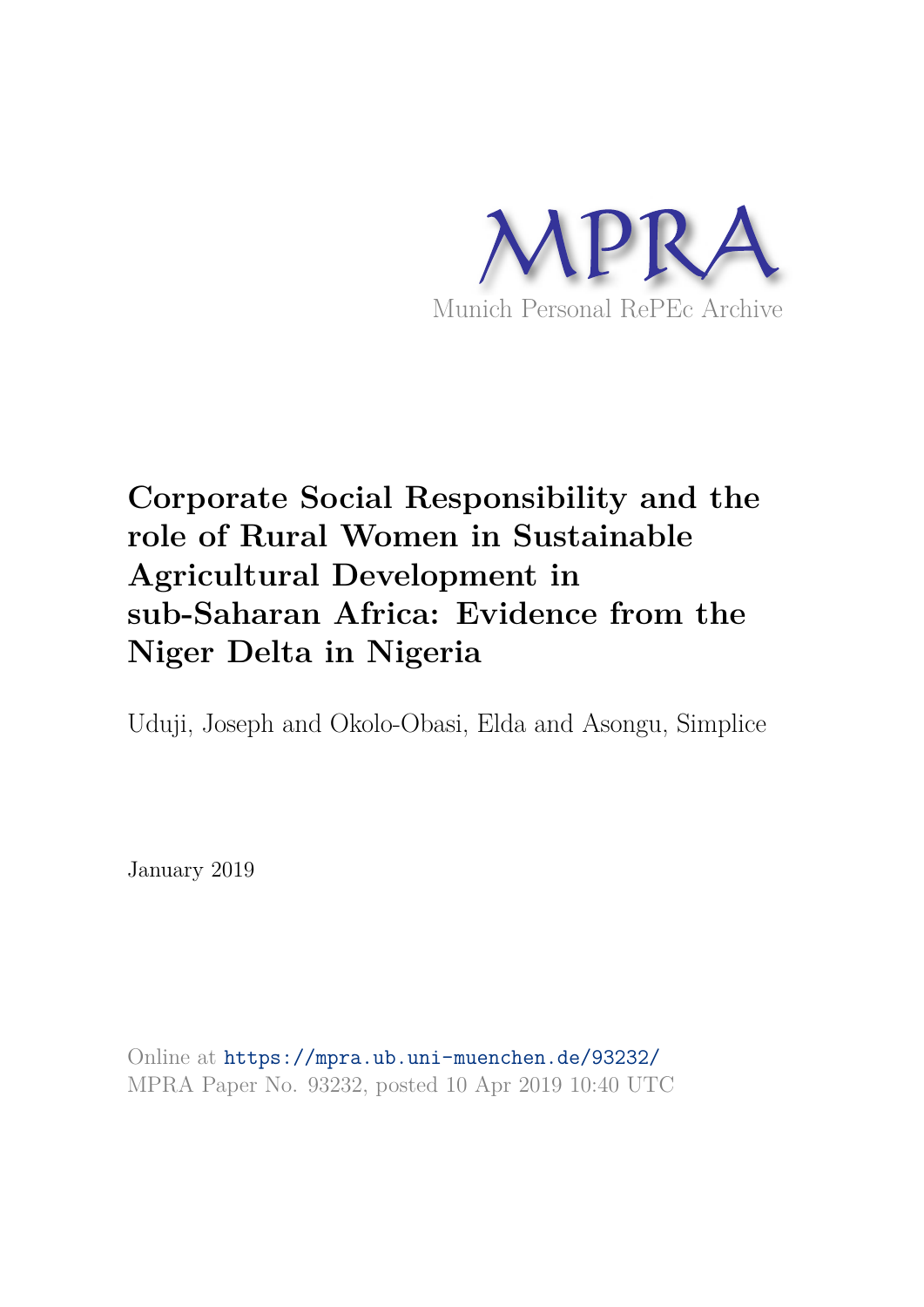MPRA

Munich Personal RePEc Archive

# Corporate Social Responsibility and the role of Rural Women in Sustainable Agricultural Development in sub-Saharan Africa: Evidence from the Niger Delta in Nigeria

Uduji, Joseph and Okolo-Obasi, Elda and Asongu, Simplice

January 2019

Online at https://mpra.ub.uni-muenchen.de/93232/
MPRA Paper No. 93232, posted 10 Apr 2019 10:40 UTC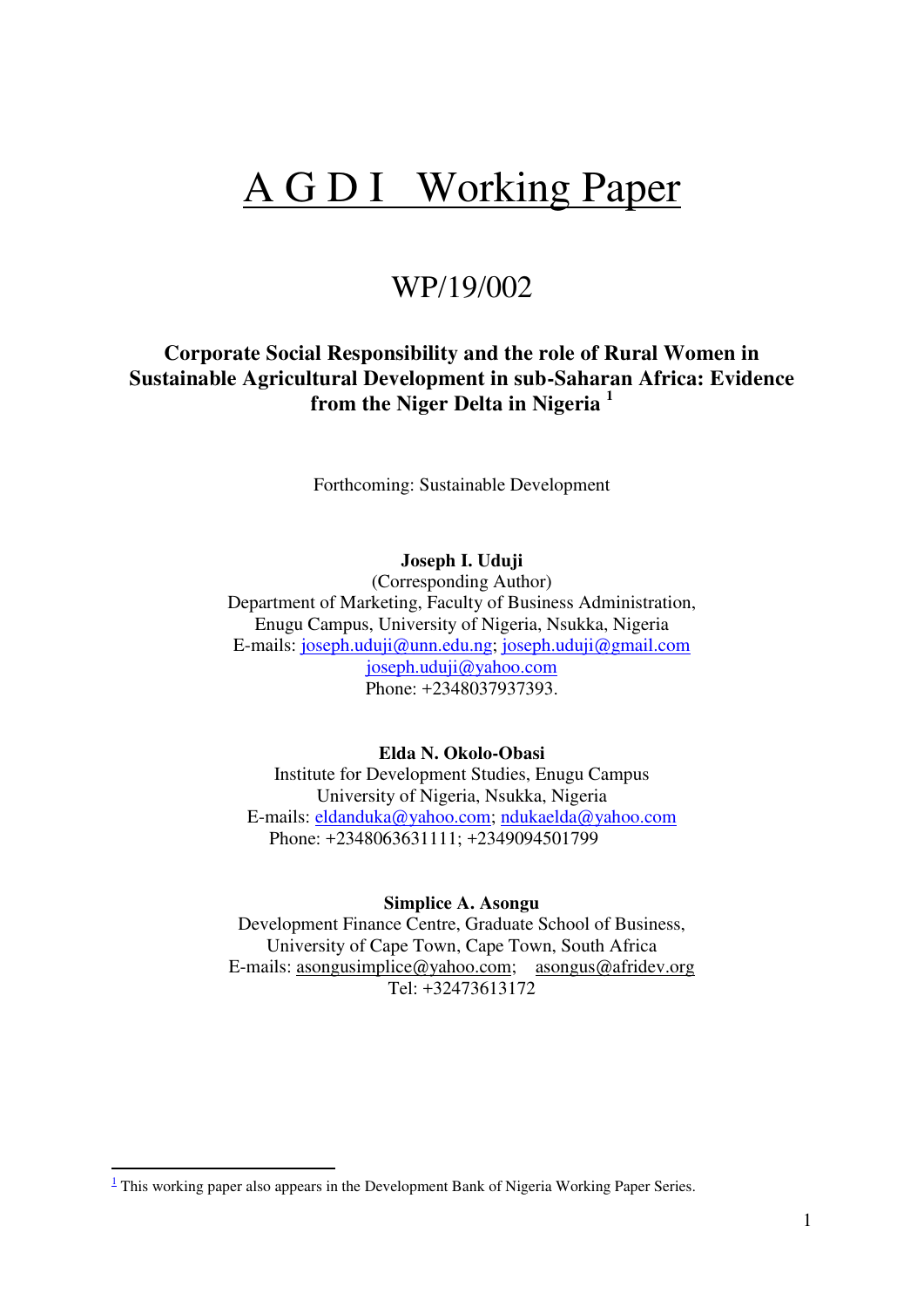# A G D I Working Paper

## WP/19/002

**Corporate Social Responsibility and the role of Rural Women in Sustainable Agricultural Development in sub-Saharan Africa: Evidence from the Niger Delta in Nigeria** [1]

Forthcoming: Sustainable Development

**Joseph I. Uduji**
(Corresponding Author)
Department of Marketing, Faculty of Business Administration,
Enugu Campus, University of Nigeria, Nsukka, Nigeria
E-mails: joseph.uduji@unn.edu.ng; joseph.uduji@gmail.com
joseph.uduji@yahoo.com
Phone: +2348037937393.

**Elda N. Okolo-Obasi**
Institute for Development Studies, Enugu Campus
University of Nigeria, Nsukka, Nigeria
E-mails: eldanduka@yahoo.com; ndukaelda@yahoo.com
Phone: +2348063631111; +2349094501799

**Simplice A. Asongu**
Development Finance Centre, Graduate School of Business,
University of Cape Town, Cape Town, South Africa
E-mails: asongusimplice@yahoo.com; asongus@afridev.org
Tel: +32473613172

[1] This working paper also appears in the Development Bank of Nigeria Working Paper Series.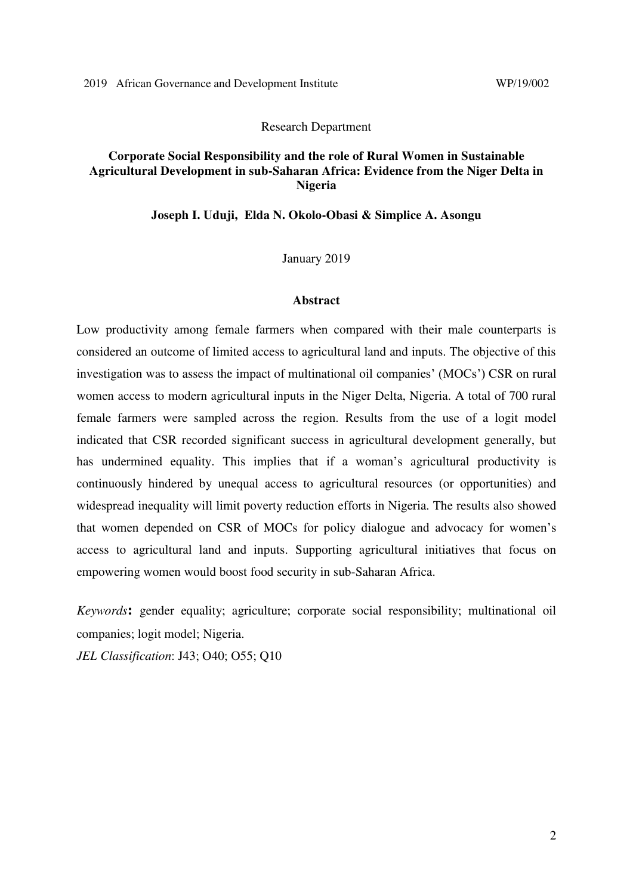Research Department

## Corporate Social Responsibility and the role of Rural Women in Sustainable Agricultural Development in sub-Saharan Africa: Evidence from the Niger Delta in Nigeria

**Joseph I. Uduji, Elda N. Okolo-Obasi & Simplice A. Asongu**

January 2019

### Abstract

Low productivity among female farmers when compared with their male counterparts is considered an outcome of limited access to agricultural land and inputs. The objective of this investigation was to assess the impact of multinational oil companies' (MOCs') CSR on rural women access to modern agricultural inputs in the Niger Delta, Nigeria. A total of 700 rural female farmers were sampled across the region. Results from the use of a logit model indicated that CSR recorded significant success in agricultural development generally, but has undermined equality. This implies that if a woman's agricultural productivity is continuously hindered by unequal access to agricultural resources (or opportunities) and widespread inequality will limit poverty reduction efforts in Nigeria. The results also showed that women depended on CSR of MOCs for policy dialogue and advocacy for women's access to agricultural land and inputs. Supporting agricultural initiatives that focus on empowering women would boost food security in sub-Saharan Africa.

*Keywords*: gender equality; agriculture; corporate social responsibility; multinational oil companies; logit model; Nigeria.

*JEL Classification*: J43; O40; O55; Q10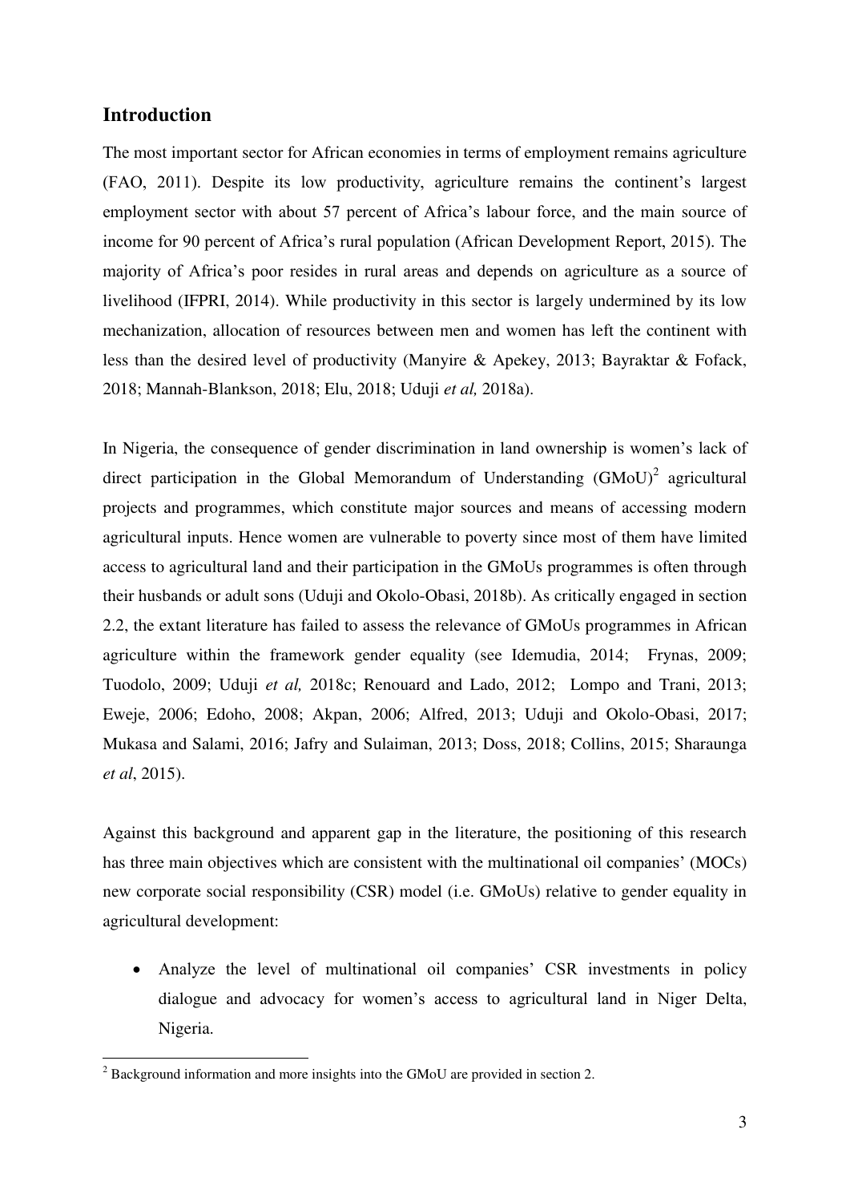## Introduction

The most important sector for African economies in terms of employment remains agriculture (FAO, 2011). Despite its low productivity, agriculture remains the continent's largest employment sector with about 57 percent of Africa's labour force, and the main source of income for 90 percent of Africa's rural population (African Development Report, 2015). The majority of Africa's poor resides in rural areas and depends on agriculture as a source of livelihood (IFPRI, 2014). While productivity in this sector is largely undermined by its low mechanization, allocation of resources between men and women has left the continent with less than the desired level of productivity (Manyire & Apekey, 2013; Bayraktar & Fofack, 2018; Mannah-Blankson, 2018; Elu, 2018; Uduji *et al,* 2018a).

In Nigeria, the consequence of gender discrimination in land ownership is women's lack of direct participation in the Global Memorandum of Understanding (GMoU)[2] agricultural projects and programmes, which constitute major sources and means of accessing modern agricultural inputs. Hence women are vulnerable to poverty since most of them have limited access to agricultural land and their participation in the GMoUs programmes is often through their husbands or adult sons (Uduji and Okolo-Obasi, 2018b). As critically engaged in section 2.2, the extant literature has failed to assess the relevance of GMoUs programmes in African agriculture within the framework gender equality (see Idemudia, 2014; Frynas, 2009; Tuodolo, 2009; Uduji *et al,* 2018c; Renouard and Lado, 2012; Lompo and Trani, 2013; Eweje, 2006; Edoho, 2008; Akpan, 2006; Alfred, 2013; Uduji and Okolo-Obasi, 2017; Mukasa and Salami, 2016; Jafry and Sulaiman, 2013; Doss, 2018; Collins, 2015; Sharaunga *et al*, 2015).

Against this background and apparent gap in the literature, the positioning of this research has three main objectives which are consistent with the multinational oil companies' (MOCs) new corporate social responsibility (CSR) model (i.e. GMoUs) relative to gender equality in agricultural development:

- Analyze the level of multinational oil companies' CSR investments in policy dialogue and advocacy for women's access to agricultural land in Niger Delta, Nigeria.

---

[2] Background information and more insights into the GMoU are provided in section 2.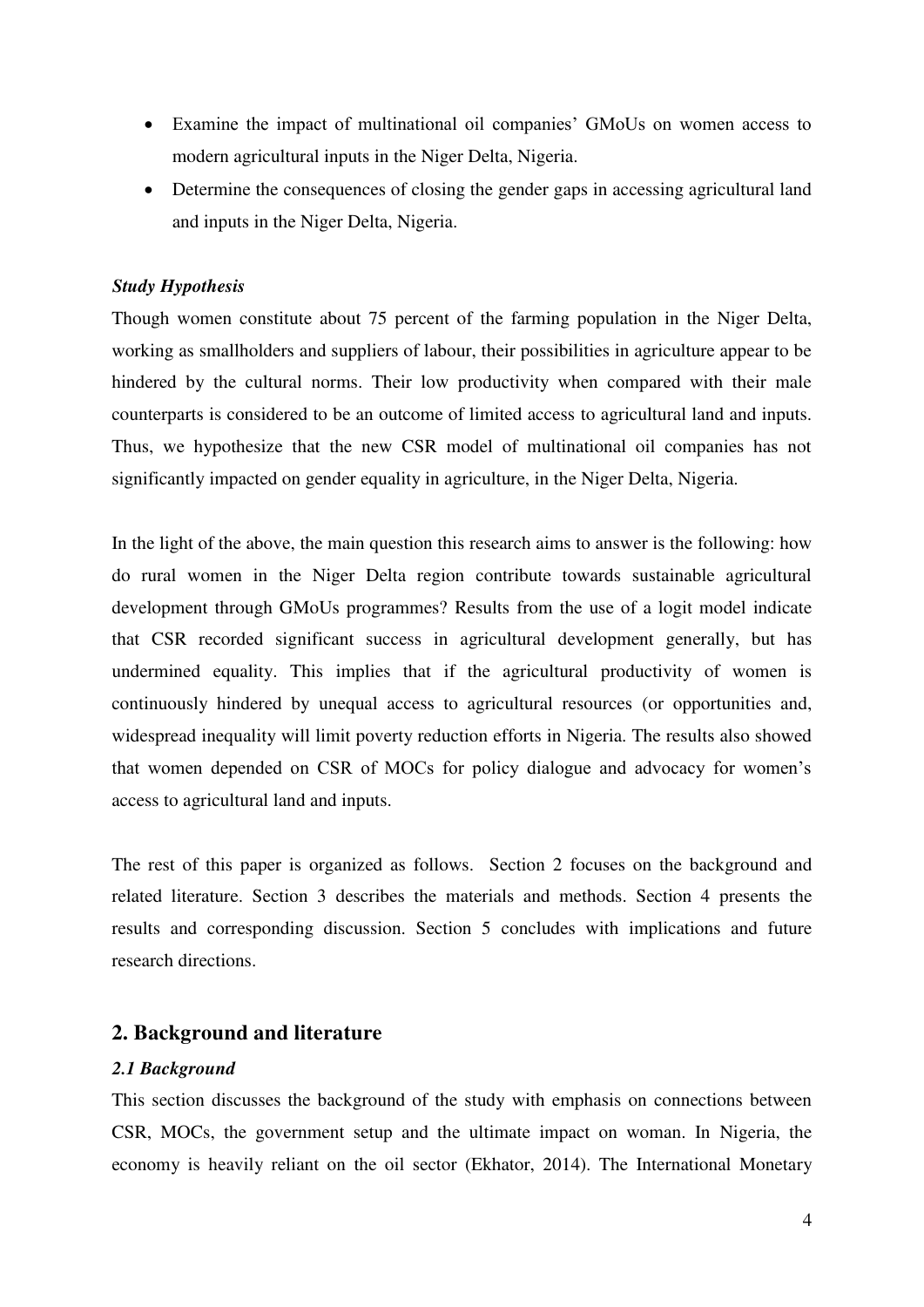- Examine the impact of multinational oil companies' GMoUs on women access to modern agricultural inputs in the Niger Delta, Nigeria.
- Determine the consequences of closing the gender gaps in accessing agricultural land and inputs in the Niger Delta, Nigeria.

***Study Hypothesis***

Though women constitute about 75 percent of the farming population in the Niger Delta, working as smallholders and suppliers of labour, their possibilities in agriculture appear to be hindered by the cultural norms. Their low productivity when compared with their male counterparts is considered to be an outcome of limited access to agricultural land and inputs. Thus, we hypothesize that the new CSR model of multinational oil companies has not significantly impacted on gender equality in agriculture, in the Niger Delta, Nigeria.

In the light of the above, the main question this research aims to answer is the following: how do rural women in the Niger Delta region contribute towards sustainable agricultural development through GMoUs programmes? Results from the use of a logit model indicate that CSR recorded significant success in agricultural development generally, but has undermined equality. This implies that if the agricultural productivity of women is continuously hindered by unequal access to agricultural resources (or opportunities and, widespread inequality will limit poverty reduction efforts in Nigeria. The results also showed that women depended on CSR of MOCs for policy dialogue and advocacy for women's access to agricultural land and inputs.

The rest of this paper is organized as follows. Section 2 focuses on the background and related literature. Section 3 describes the materials and methods. Section 4 presents the results and corresponding discussion. Section 5 concludes with implications and future research directions.

## 2. Background and literature

### *2.1 Background*

This section discusses the background of the study with emphasis on connections between CSR, MOCs, the government setup and the ultimate impact on woman. In Nigeria, the economy is heavily reliant on the oil sector (Ekhator, 2014). The International Monetary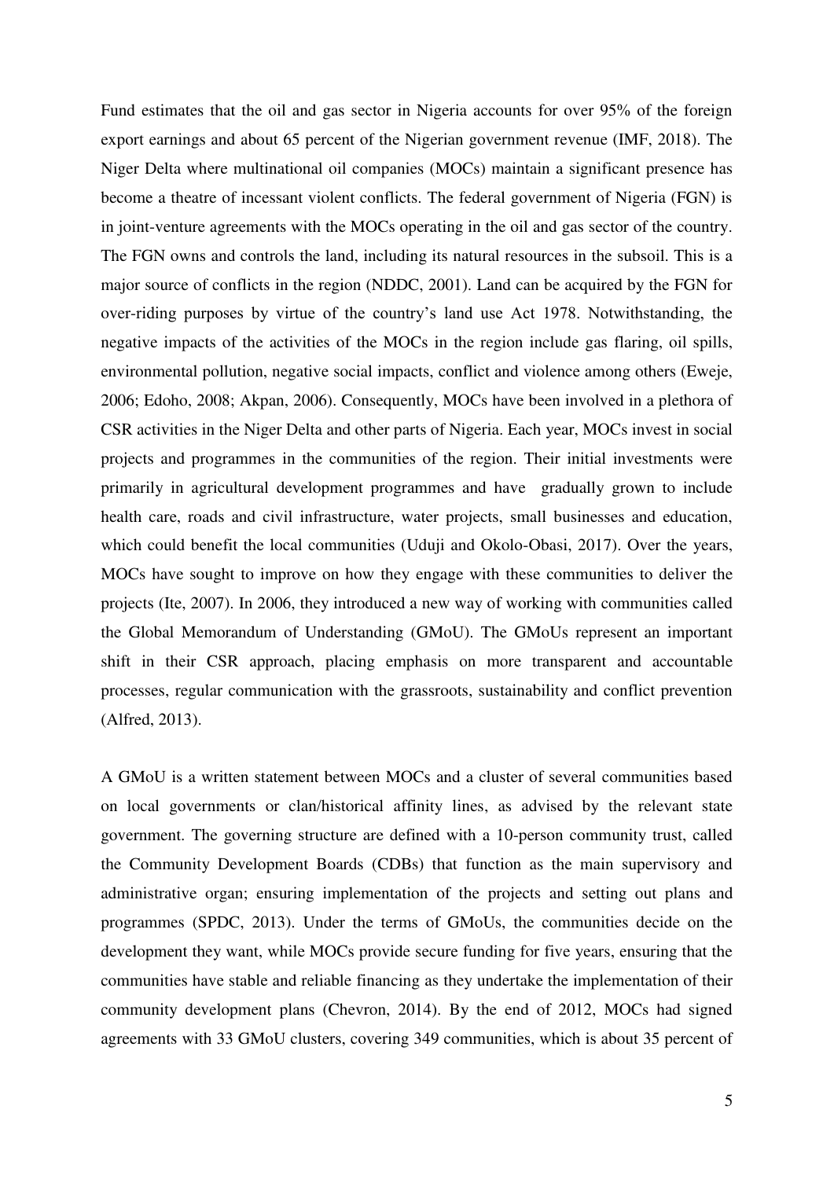Fund estimates that the oil and gas sector in Nigeria accounts for over 95% of the foreign export earnings and about 65 percent of the Nigerian government revenue (IMF, 2018). The Niger Delta where multinational oil companies (MOCs) maintain a significant presence has become a theatre of incessant violent conflicts. The federal government of Nigeria (FGN) is in joint-venture agreements with the MOCs operating in the oil and gas sector of the country. The FGN owns and controls the land, including its natural resources in the subsoil. This is a major source of conflicts in the region (NDDC, 2001). Land can be acquired by the FGN for over-riding purposes by virtue of the country's land use Act 1978. Notwithstanding, the negative impacts of the activities of the MOCs in the region include gas flaring, oil spills, environmental pollution, negative social impacts, conflict and violence among others (Eweje, 2006; Edoho, 2008; Akpan, 2006). Consequently, MOCs have been involved in a plethora of CSR activities in the Niger Delta and other parts of Nigeria. Each year, MOCs invest in social projects and programmes in the communities of the region. Their initial investments were primarily in agricultural development programmes and have gradually grown to include health care, roads and civil infrastructure, water projects, small businesses and education, which could benefit the local communities (Uduji and Okolo-Obasi, 2017). Over the years, MOCs have sought to improve on how they engage with these communities to deliver the projects (Ite, 2007). In 2006, they introduced a new way of working with communities called the Global Memorandum of Understanding (GMoU). The GMoUs represent an important shift in their CSR approach, placing emphasis on more transparent and accountable processes, regular communication with the grassroots, sustainability and conflict prevention (Alfred, 2013).

A GMoU is a written statement between MOCs and a cluster of several communities based on local governments or clan/historical affinity lines, as advised by the relevant state government. The governing structure are defined with a 10-person community trust, called the Community Development Boards (CDBs) that function as the main supervisory and administrative organ; ensuring implementation of the projects and setting out plans and programmes (SPDC, 2013). Under the terms of GMoUs, the communities decide on the development they want, while MOCs provide secure funding for five years, ensuring that the communities have stable and reliable financing as they undertake the implementation of their community development plans (Chevron, 2014). By the end of 2012, MOCs had signed agreements with 33 GMoU clusters, covering 349 communities, which is about 35 percent of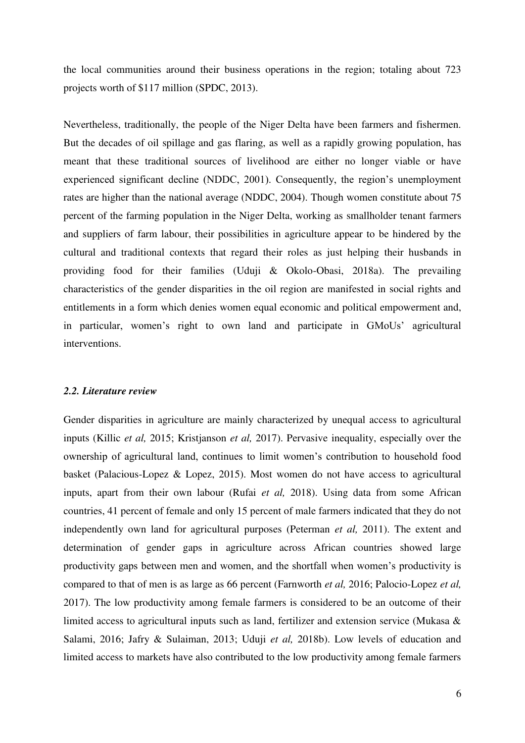the local communities around their business operations in the region; totaling about 723 projects worth of $117 million (SPDC, 2013).

Nevertheless, traditionally, the people of the Niger Delta have been farmers and fishermen. But the decades of oil spillage and gas flaring, as well as a rapidly growing population, has meant that these traditional sources of livelihood are either no longer viable or have experienced significant decline (NDDC, 2001). Consequently, the region's unemployment rates are higher than the national average (NDDC, 2004). Though women constitute about 75 percent of the farming population in the Niger Delta, working as smallholder tenant farmers and suppliers of farm labour, their possibilities in agriculture appear to be hindered by the cultural and traditional contexts that regard their roles as just helping their husbands in providing food for their families (Uduji & Okolo-Obasi, 2018a). The prevailing characteristics of the gender disparities in the oil region are manifested in social rights and entitlements in a form which denies women equal economic and political empowerment and, in particular, women's right to own land and participate in GMoUs' agricultural interventions.

### *2.2. Literature review*

Gender disparities in agriculture are mainly characterized by unequal access to agricultural inputs (Killic *et al,* 2015; Kristjanson *et al,* 2017). Pervasive inequality, especially over the ownership of agricultural land, continues to limit women's contribution to household food basket (Palacious-Lopez & Lopez, 2015). Most women do not have access to agricultural inputs, apart from their own labour (Rufai *et al,* 2018). Using data from some African countries, 41 percent of female and only 15 percent of male farmers indicated that they do not independently own land for agricultural purposes (Peterman *et al,* 2011). The extent and determination of gender gaps in agriculture across African countries showed large productivity gaps between men and women, and the shortfall when women's productivity is compared to that of men is as large as 66 percent (Farnworth *et al,* 2016; Palocio-Lopez *et al,* 2017). The low productivity among female farmers is considered to be an outcome of their limited access to agricultural inputs such as land, fertilizer and extension service (Mukasa & Salami, 2016; Jafry & Sulaiman, 2013; Uduji *et al,* 2018b). Low levels of education and limited access to markets have also contributed to the low productivity among female farmers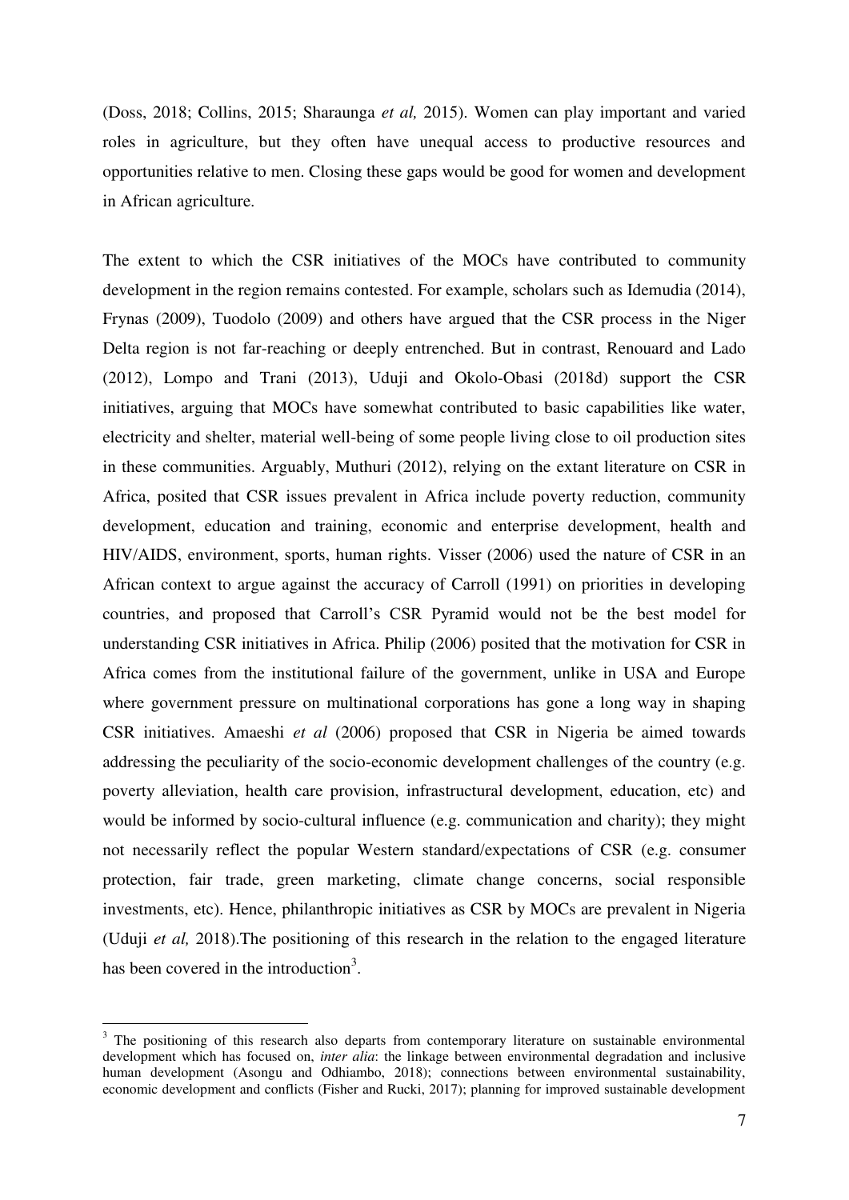(Doss, 2018; Collins, 2015; Sharaunga *et al,* 2015). Women can play important and varied roles in agriculture, but they often have unequal access to productive resources and opportunities relative to men. Closing these gaps would be good for women and development in African agriculture.

The extent to which the CSR initiatives of the MOCs have contributed to community development in the region remains contested. For example, scholars such as Idemudia (2014), Frynas (2009), Tuodolo (2009) and others have argued that the CSR process in the Niger Delta region is not far-reaching or deeply entrenched. But in contrast, Renouard and Lado (2012), Lompo and Trani (2013), Uduji and Okolo-Obasi (2018d) support the CSR initiatives, arguing that MOCs have somewhat contributed to basic capabilities like water, electricity and shelter, material well-being of some people living close to oil production sites in these communities. Arguably, Muthuri (2012), relying on the extant literature on CSR in Africa, posited that CSR issues prevalent in Africa include poverty reduction, community development, education and training, economic and enterprise development, health and HIV/AIDS, environment, sports, human rights. Visser (2006) used the nature of CSR in an African context to argue against the accuracy of Carroll (1991) on priorities in developing countries, and proposed that Carroll's CSR Pyramid would not be the best model for understanding CSR initiatives in Africa. Philip (2006) posited that the motivation for CSR in Africa comes from the institutional failure of the government, unlike in USA and Europe where government pressure on multinational corporations has gone a long way in shaping CSR initiatives. Amaeshi *et al* (2006) proposed that CSR in Nigeria be aimed towards addressing the peculiarity of the socio-economic development challenges of the country (e.g. poverty alleviation, health care provision, infrastructural development, education, etc) and would be informed by socio-cultural influence (e.g. communication and charity); they might not necessarily reflect the popular Western standard/expectations of CSR (e.g. consumer protection, fair trade, green marketing, climate change concerns, social responsible investments, etc). Hence, philanthropic initiatives as CSR by MOCs are prevalent in Nigeria (Uduji *et al,* 2018).The positioning of this research in the relation to the engaged literature has been covered in the introduction[3].

---

[3] The positioning of this research also departs from contemporary literature on sustainable environmental development which has focused on, *inter alia*: the linkage between environmental degradation and inclusive human development (Asongu and Odhiambo, 2018); connections between environmental sustainability, economic development and conflicts (Fisher and Rucki, 2017); planning for improved sustainable development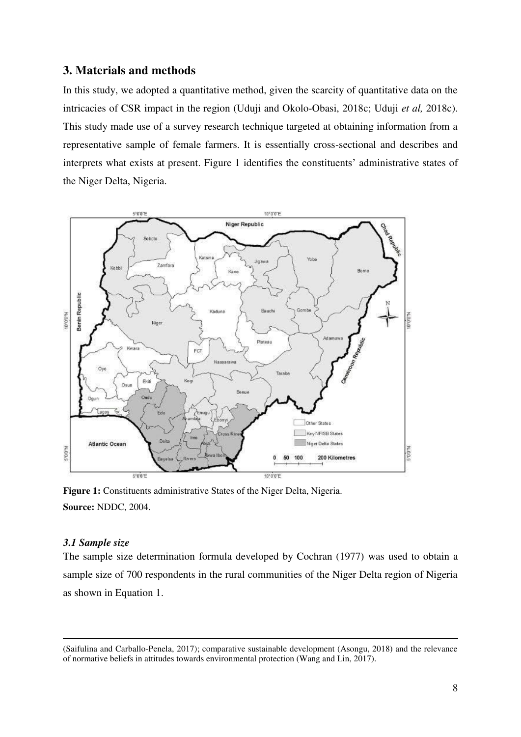## 3. Materials and methods

In this study, we adopted a quantitative method, given the scarcity of quantitative data on the intricacies of CSR impact in the region (Uduji and Okolo-Obasi, 2018c; Uduji *et al,* 2018c). This study made use of a survey research technique targeted at obtaining information from a representative sample of female farmers. It is essentially cross-sectional and describes and interprets what exists at present. Figure 1 identifies the constituents' administrative states of the Niger Delta, Nigeria.

**Figure 1:** Constituents administrative States of the Niger Delta, Nigeria.
**Source:** NDDC, 2004.

### *3.1 Sample size*

The sample size determination formula developed by Cochran (1977) was used to obtain a sample size of 700 respondents in the rural communities of the Niger Delta region of Nigeria as shown in Equation 1.

---

(Saifulina and Carballo-Penela, 2017); comparative sustainable development (Asongu, 2018) and the relevance of normative beliefs in attitudes towards environmental protection (Wang and Lin, 2017).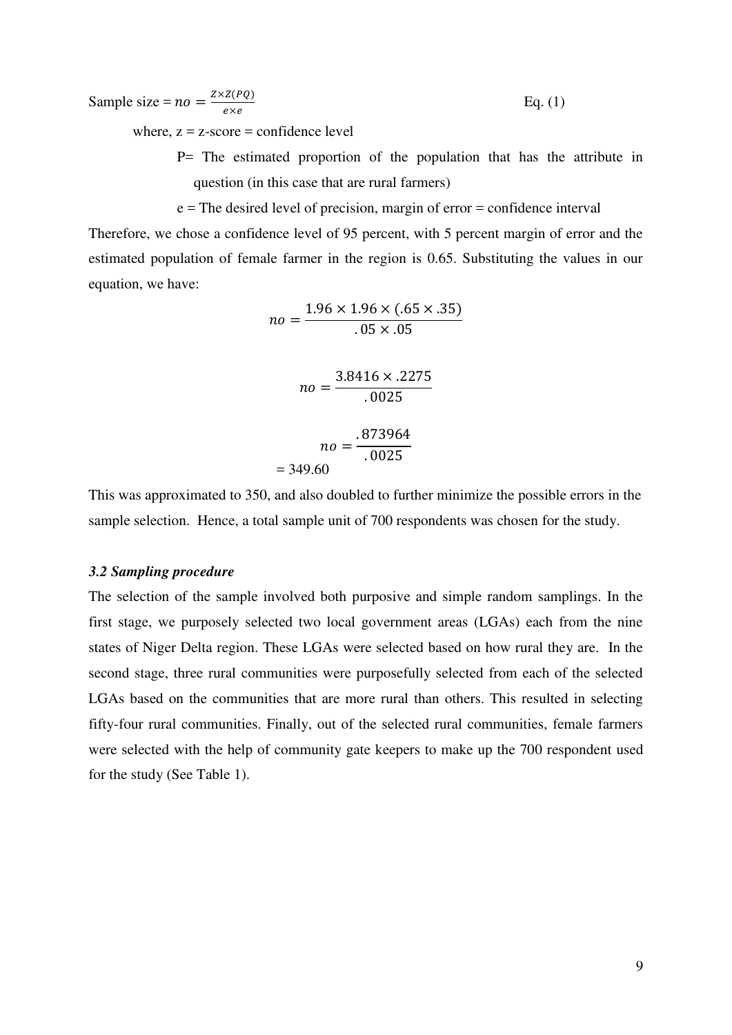Sample size = $no = \frac{Z \times Z(PQ)}{e \times e}$ Eq. (1)

where, z = z-score = confidence level

P= The estimated proportion of the population that has the attribute in question (in this case that are rural farmers)

e = The desired level of precision, margin of error = confidence interval

Therefore, we chose a confidence level of 95 percent, with 5 percent margin of error and the estimated population of female farmer in the region is 0.65. Substituting the values in our equation, we have:

$$no = \frac{1.96 \times 1.96 \times (.65 \times .35)}{.05 \times .05}$$

$$no = \frac{3.8416 \times .2275}{.0025}$$

$$no = \frac{.873964}{.0025}$$

$$= 349.60$$

This was approximated to 350, and also doubled to further minimize the possible errors in the sample selection. Hence, a total sample unit of 700 respondents was chosen for the study.

### *3.2 Sampling procedure*

The selection of the sample involved both purposive and simple random samplings. In the first stage, we purposely selected two local government areas (LGAs) each from the nine states of Niger Delta region. These LGAs were selected based on how rural they are. In the second stage, three rural communities were purposefully selected from each of the selected LGAs based on the communities that are more rural than others. This resulted in selecting fifty-four rural communities. Finally, out of the selected rural communities, female farmers were selected with the help of community gate keepers to make up the 700 respondent used for the study (See Table 1).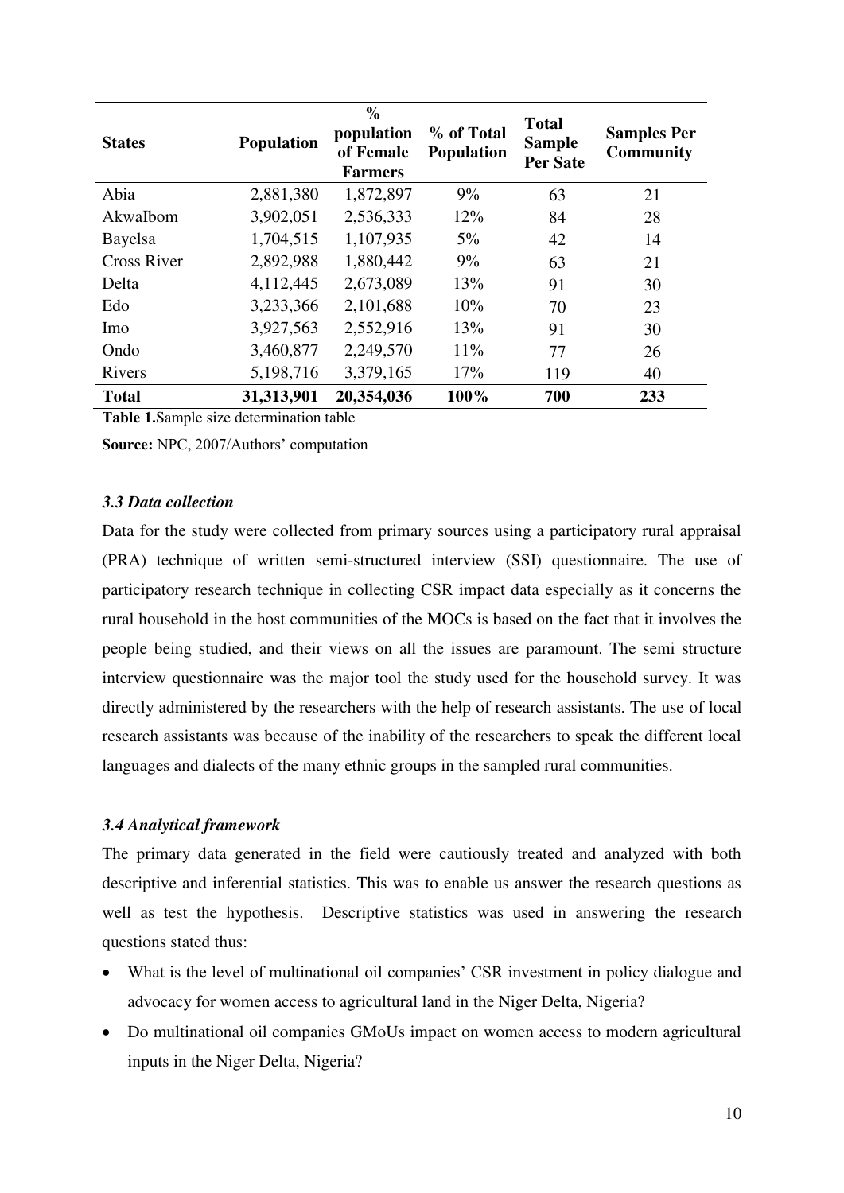| States | Population | % population of Female Farmers | % of Total Population | Total Sample Per Sate | Samples Per Community |
|---|---|---|---|---|---|
| Abia | 2,881,380 | 1,872,897 | 9% | 63 | 21 |
| AkwaIbom | 3,902,051 | 2,536,333 | 12% | 84 | 28 |
| Bayelsa | 1,704,515 | 1,107,935 | 5% | 42 | 14 |
| Cross River | 2,892,988 | 1,880,442 | 9% | 63 | 21 |
| Delta | 4,112,445 | 2,673,089 | 13% | 91 | 30 |
| Edo | 3,233,366 | 2,101,688 | 10% | 70 | 23 |
| Imo | 3,927,563 | 2,552,916 | 13% | 91 | 30 |
| Ondo | 3,460,877 | 2,249,570 | 11% | 77 | 26 |
| Rivers | 5,198,716 | 3,379,165 | 17% | 119 | 40 |
| **Total** | **31,313,901** | **20,354,036** | **100%** | **700** | **233** |

**Table 1.** Sample size determination table

**Source:** NPC, 2007/Authors' computation

### *3.3 Data collection*

Data for the study were collected from primary sources using a participatory rural appraisal (PRA) technique of written semi-structured interview (SSI) questionnaire. The use of participatory research technique in collecting CSR impact data especially as it concerns the rural household in the host communities of the MOCs is based on the fact that it involves the people being studied, and their views on all the issues are paramount. The semi structure interview questionnaire was the major tool the study used for the household survey. It was directly administered by the researchers with the help of research assistants. The use of local research assistants was because of the inability of the researchers to speak the different local languages and dialects of the many ethnic groups in the sampled rural communities.

### *3.4 Analytical framework*

The primary data generated in the field were cautiously treated and analyzed with both descriptive and inferential statistics. This was to enable us answer the research questions as well as test the hypothesis. Descriptive statistics was used in answering the research questions stated thus:

- What is the level of multinational oil companies' CSR investment in policy dialogue and advocacy for women access to agricultural land in the Niger Delta, Nigeria?
- Do multinational oil companies GMoUs impact on women access to modern agricultural inputs in the Niger Delta, Nigeria?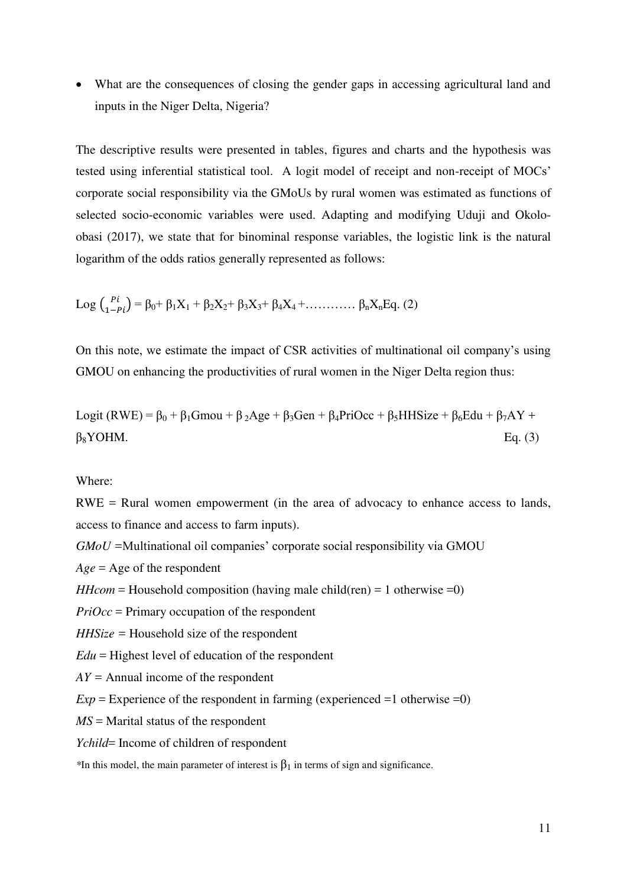- What are the consequences of closing the gender gaps in accessing agricultural land and inputs in the Niger Delta, Nigeria?

The descriptive results were presented in tables, figures and charts and the hypothesis was tested using inferential statistical tool. A logit model of receipt and non-receipt of MOCs' corporate social responsibility via the GMoUs by rural women was estimated as functions of selected socio-economic variables were used. Adapting and modifying Uduji and Okolo-obasi (2017), we state that for binominal response variables, the logistic link is the natural logarithm of the odds ratios generally represented as follows:

$$\text{Log}\left(\frac{P_i}{1-P_i}\right) = \beta_0 + \beta_1 X_1 + \beta_2 X_2 + \beta_3 X_3 + \beta_4 X_4 + \ldots\ldots\ldots\ldots \beta_n X_n \quad \text{Eq. (2)}$$

On this note, we estimate the impact of CSR activities of multinational oil company's using GMOU on enhancing the productivities of rural women in the Niger Delta region thus:

$$\text{Logit (RWE)} = \beta_0 + \beta_1 \text{Gmou} + \beta_2 \text{Age} + \beta_3 \text{Gen} + \beta_4 \text{PriOcc} + \beta_5 \text{HHSize} + \beta_6 \text{Edu} + \beta_7 \text{AY} + \beta_8 \text{YOHM}. \quad \text{Eq. (3)}$$

Where:

RWE = Rural women empowerment (in the area of advocacy to enhance access to lands, access to finance and access to farm inputs).

*GMoU* =Multinational oil companies' corporate social responsibility via GMOU

*Age* = Age of the respondent

*HHcom* = Household composition (having male child(ren) = 1 otherwise =0)

*PriOcc* = Primary occupation of the respondent

*HHSize* = Household size of the respondent

*Edu* = Highest level of education of the respondent

*AY* = Annual income of the respondent

*Exp* = Experience of the respondent in farming (experienced =1 otherwise =0)

*MS* = Marital status of the respondent

*Ychild*= Income of children of respondent

*In this model, the main parameter of interest is $\beta_1$ in terms of sign and significance.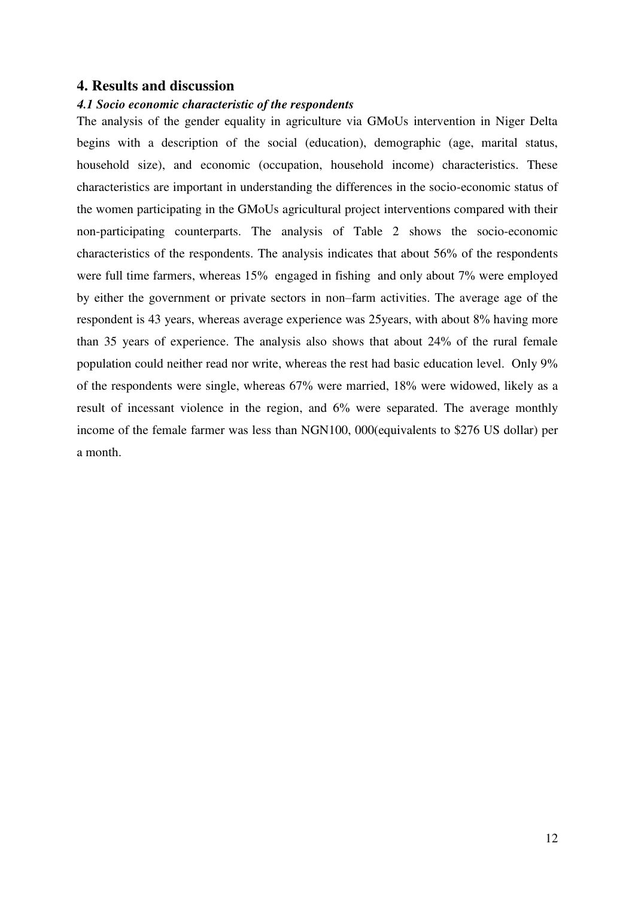## 4. Results and discussion

### *4.1 Socio economic characteristic of the respondents*

The analysis of the gender equality in agriculture via GMoUs intervention in Niger Delta begins with a description of the social (education), demographic (age, marital status, household size), and economic (occupation, household income) characteristics. These characteristics are important in understanding the differences in the socio-economic status of the women participating in the GMoUs agricultural project interventions compared with their non-participating counterparts. The analysis of Table 2 shows the socio-economic characteristics of the respondents. The analysis indicates that about 56% of the respondents were full time farmers, whereas 15% engaged in fishing and only about 7% were employed by either the government or private sectors in non–farm activities. The average age of the respondent is 43 years, whereas average experience was 25years, with about 8% having more than 35 years of experience. The analysis also shows that about 24% of the rural female population could neither read nor write, whereas the rest had basic education level. Only 9% of the respondents were single, whereas 67% were married, 18% were widowed, likely as a result of incessant violence in the region, and 6% were separated. The average monthly income of the female farmer was less than NGN100, 000(equivalents to $276 US dollar) per a month.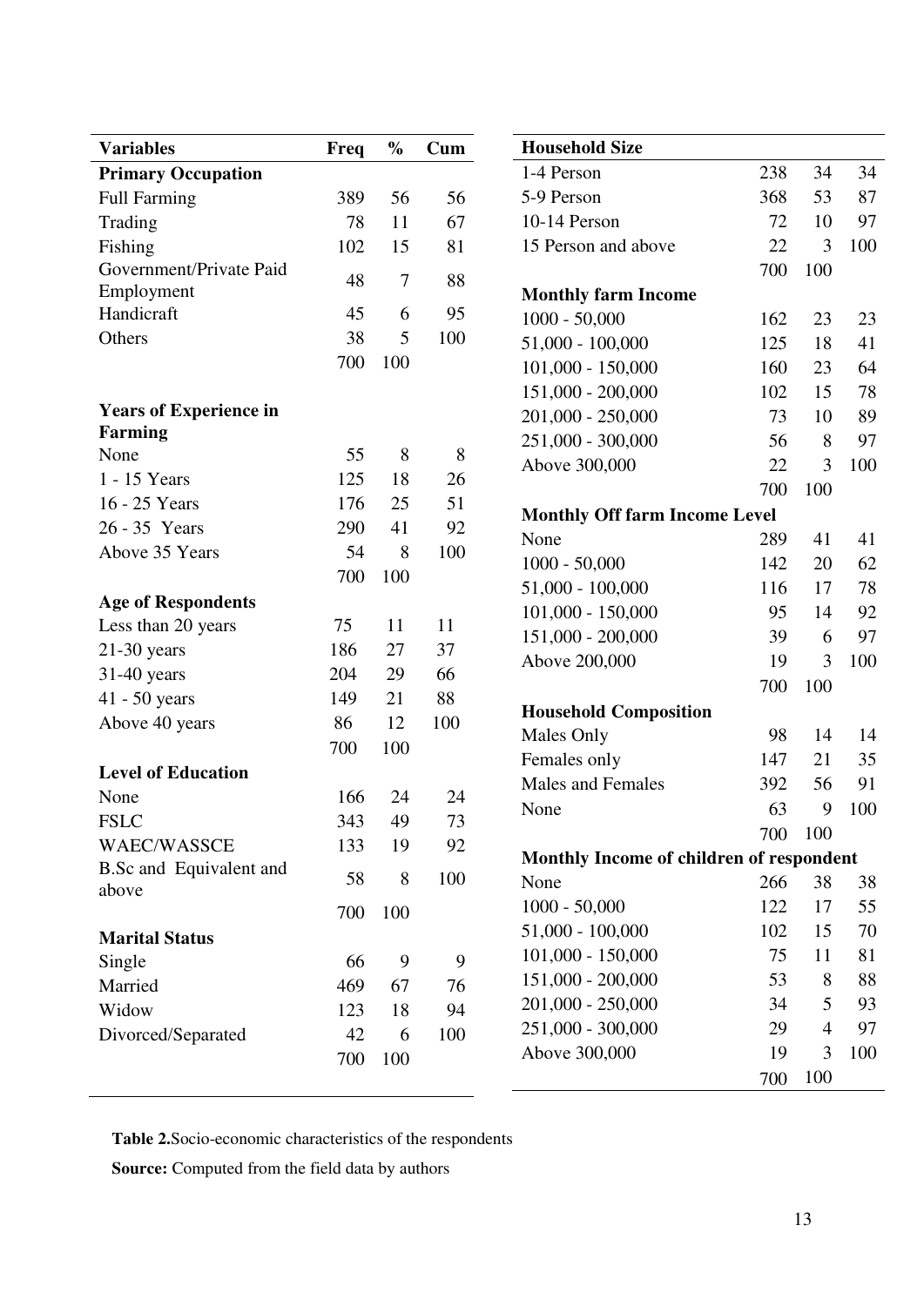| Variables | Freq | % | Cum |
|---|---|---|---|
| **Primary Occupation** | | | |
| Full Farming | 389 | 56 | 56 |
| Trading | 78 | 11 | 67 |
| Fishing | 102 | 15 | 81 |
| Government/Private Paid Employment | 48 | 7 | 88 |
| Handicraft | 45 | 6 | 95 |
| Others | 38 | 5 | 100 |
| | 700 | 100 | |
| **Years of Experience in Farming** | | | |
| None | 55 | 8 | 8 |
| 1 - 15 Years | 125 | 18 | 26 |
| 16 - 25 Years | 176 | 25 | 51 |
| 26 - 35 Years | 290 | 41 | 92 |
| Above 35 Years | 54 | 8 | 100 |
| | 700 | 100 | |
| **Age of Respondents** | | | |
| Less than 20 years | 75 | 11 | 11 |
| 21-30 years | 186 | 27 | 37 |
| 31-40 years | 204 | 29 | 66 |
| 41 - 50 years | 149 | 21 | 88 |
| Above 40 years | 86 | 12 | 100 |
| | 700 | 100 | |
| **Level of Education** | | | |
| None | 166 | 24 | 24 |
| FSLC | 343 | 49 | 73 |
| WAEC/WASSCE | 133 | 19 | 92 |
| B.Sc and Equivalent and above | 58 | 8 | 100 |
| | 700 | 100 | |
| **Marital Status** | | | |
| Single | 66 | 9 | 9 |
| Married | 469 | 67 | 76 |
| Widow | 123 | 18 | 94 |
| Divorced/Separated | 42 | 6 | 100 |
| | 700 | 100 | |
| **Household Size** | | | |
| 1-4 Person | 238 | 34 | 34 |
| 5-9 Person | 368 | 53 | 87 |
| 10-14 Person | 72 | 10 | 97 |
| 15 Person and above | 22 | 3 | 100 |
| | 700 | 100 | |
| **Monthly farm Income** | | | |
| 1000 - 50,000 | 162 | 23 | 23 |
| 51,000 - 100,000 | 125 | 18 | 41 |
| 101,000 - 150,000 | 160 | 23 | 64 |
| 151,000 - 200,000 | 102 | 15 | 78 |
| 201,000 - 250,000 | 73 | 10 | 89 |
| 251,000 - 300,000 | 56 | 8 | 97 |
| Above 300,000 | 22 | 3 | 100 |
| | 700 | 100 | |
| **Monthly Off farm Income Level** | | | |
| None | 289 | 41 | 41 |
| 1000 - 50,000 | 142 | 20 | 62 |
| 51,000 - 100,000 | 116 | 17 | 78 |
| 101,000 - 150,000 | 95 | 14 | 92 |
| 151,000 - 200,000 | 39 | 6 | 97 |
| Above 200,000 | 19 | 3 | 100 |
| | 700 | 100 | |
| **Household Composition** | | | |
| Males Only | 98 | 14 | 14 |
| Females only | 147 | 21 | 35 |
| Males and Females | 392 | 56 | 91 |
| None | 63 | 9 | 100 |
| | 700 | 100 | |
| **Monthly Income of children of respondent** | | | |
| None | 266 | 38 | 38 |
| 1000 - 50,000 | 122 | 17 | 55 |
| 51,000 - 100,000 | 102 | 15 | 70 |
| 101,000 - 150,000 | 75 | 11 | 81 |
| 151,000 - 200,000 | 53 | 8 | 88 |
| 201,000 - 250,000 | 34 | 5 | 93 |
| 251,000 - 300,000 | 29 | 4 | 97 |
| Above 300,000 | 19 | 3 | 100 |
| | 700 | 100 | |

**Table 2.** Socio-economic characteristics of the respondents

**Source:** Computed from the field data by authors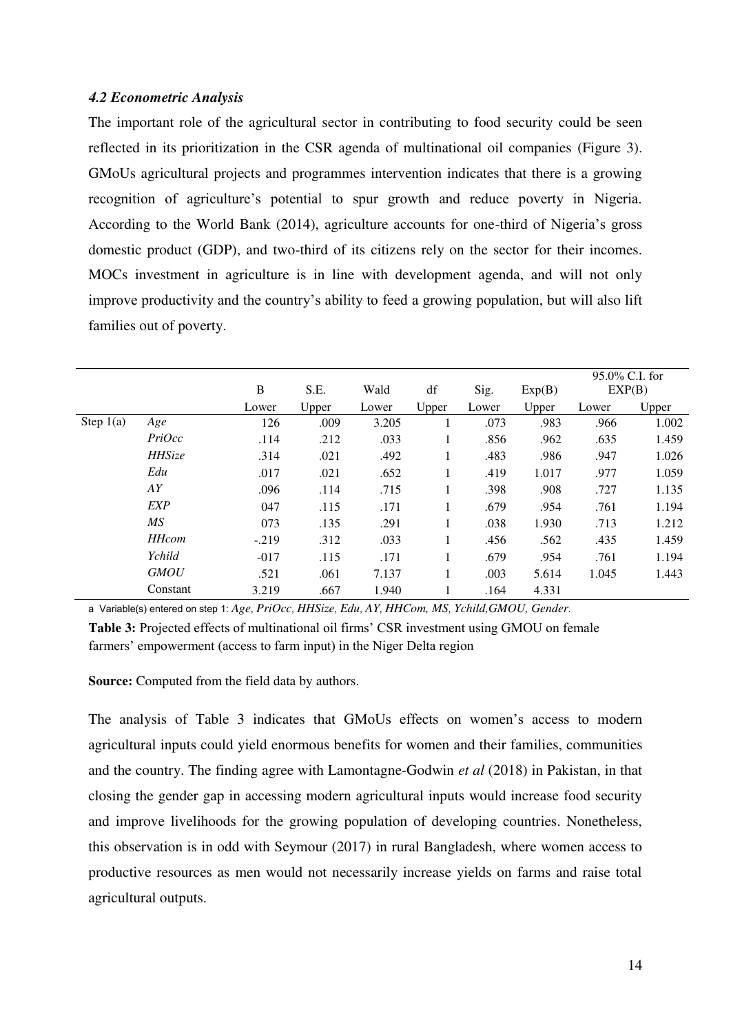#### *4.2 Econometric Analysis*

The important role of the agricultural sector in contributing to food security could be seen reflected in its prioritization in the CSR agenda of multinational oil companies (Figure 3). GMoUs agricultural projects and programmes intervention indicates that there is a growing recognition of agriculture's potential to spur growth and reduce poverty in Nigeria. According to the World Bank (2014), agriculture accounts for one-third of Nigeria's gross domestic product (GDP), and two-third of its citizens rely on the sector for their incomes. MOCs investment in agriculture is in line with development agenda, and will not only improve productivity and the country's ability to feed a growing population, but will also lift families out of poverty.

| | | B | S.E. | Wald | df | Sig. | Exp(B) | 95.0% C.I. for EXP(B) | |
|---|---|---|---|---|---|---|---|---|---|
| | | Lower | Upper | Lower | Upper | Lower | Upper | Lower | Upper |
| Step 1(a) | *Age* | 126 | .009 | 3.205 | 1 | .073 | .983 | .966 | 1.002 |
| | *PriOcc* | .114 | .212 | .033 | 1 | .856 | .962 | .635 | 1.459 |
| | *HHSize* | .314 | .021 | .492 | 1 | .483 | .986 | .947 | 1.026 |
| | *Edu* | .017 | .021 | .652 | 1 | .419 | 1.017 | .977 | 1.059 |
| | *AY* | .096 | .114 | .715 | 1 | .398 | .908 | .727 | 1.135 |
| | *EXP* | 047 | .115 | .171 | 1 | .679 | .954 | .761 | 1.194 |
| | *MS* | 073 | .135 | .291 | 1 | .038 | 1.930 | .713 | 1.212 |
| | *HHcom* | -.219 | .312 | .033 | 1 | .456 | .562 | .435 | 1.459 |
| | *Ychild* | -017 | .115 | .171 | 1 | .679 | .954 | .761 | 1.194 |
| | *GMOU* | .521 | .061 | 7.137 | 1 | .003 | 5.614 | 1.045 | 1.443 |
| | Constant | 3.219 | .667 | 1.940 | 1 | .164 | 4.331 | | |

a Variable(s) entered on step 1: *Age, PriOcc, HHSize, Edu, AY, HHCom, MS, Ychild,GMOU, Gender.*

**Table 3:** Projected effects of multinational oil firms' CSR investment using GMOU on female farmers' empowerment (access to farm input) in the Niger Delta region

**Source:** Computed from the field data by authors.

The analysis of Table 3 indicates that GMoUs effects on women's access to modern agricultural inputs could yield enormous benefits for women and their families, communities and the country. The finding agree with Lamontagne-Godwin *et al* (2018) in Pakistan, in that closing the gender gap in accessing modern agricultural inputs would increase food security and improve livelihoods for the growing population of developing countries. Nonetheless, this observation is in odd with Seymour (2017) in rural Bangladesh, where women access to productive resources as men would not necessarily increase yields on farms and raise total agricultural outputs.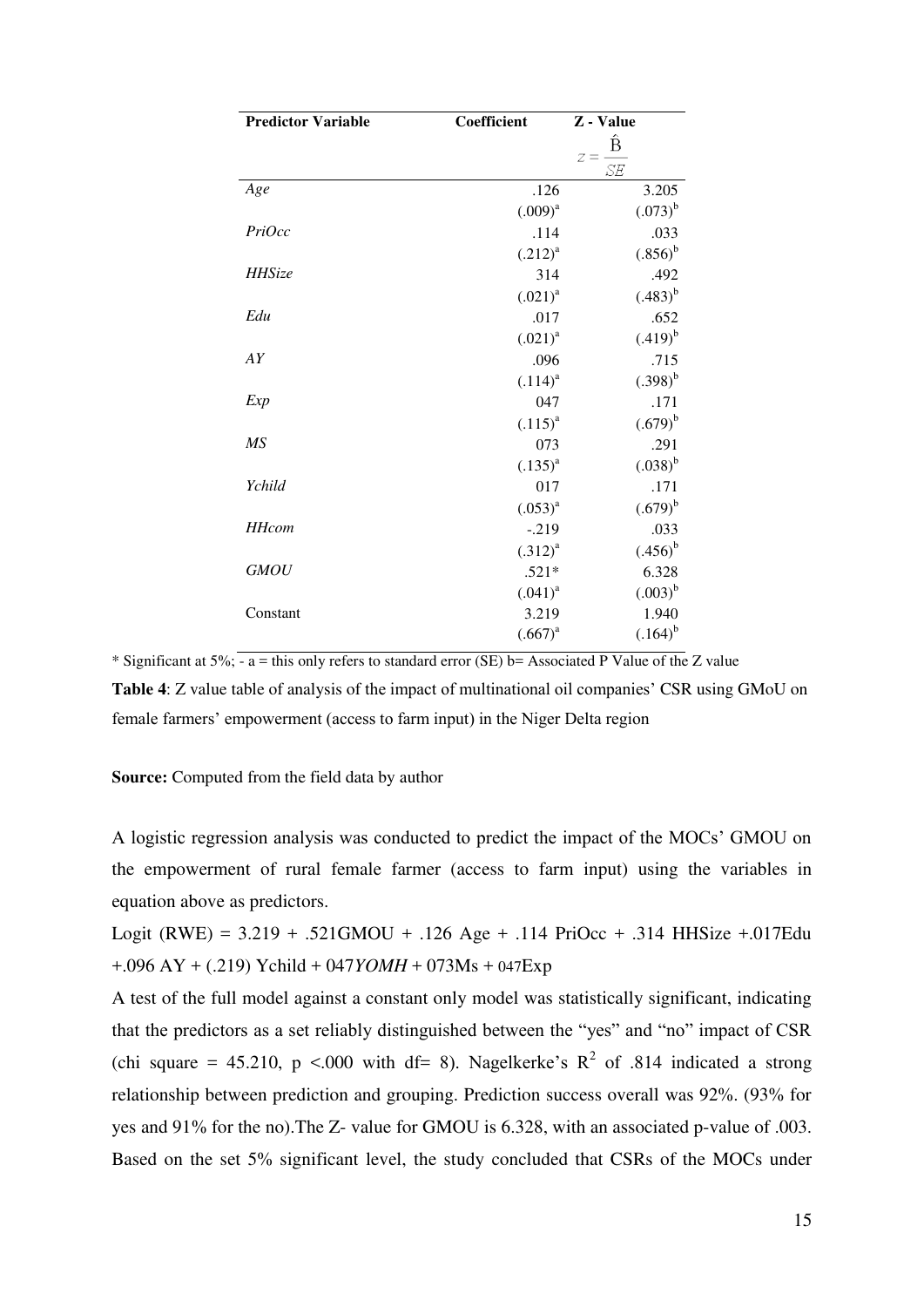| Predictor Variable | Coefficient | Z - Value $z = \frac{\hat{B}}{SE}$ |
|---|---|---|
| *Age* | .126 | 3.205 |
| | $(.009)^a$ | $(.073)^b$ |
| *PriOcc* | .114 | .033 |
| | $(.212)^a$ | $(.856)^b$ |
| *HHSize* | 314 | .492 |
| | $(.021)^a$ | $(.483)^b$ |
| *Edu* | .017 | .652 |
| | $(.021)^a$ | $(.419)^b$ |
| *AY* | .096 | .715 |
| | $(.114)^a$ | $(.398)^b$ |
| *Exp* | 047 | .171 |
| | $(.115)^a$ | $(.679)^b$ |
| *MS* | 073 | .291 |
| | $(.135)^a$ | $(.038)^b$ |
| *Ychild* | 017 | .171 |
| | $(.053)^a$ | $(.679)^b$ |
| *HHcom* | -.219 | .033 |
| | $(.312)^a$ | $(.456)^b$ |
| *GMOU* | .521* | 6.328 |
| | $(.041)^a$ | $(.003)^b$ |
| Constant | 3.219 | 1.940 |
| | $(.667)^a$ | $(.164)^b$ |

\* Significant at 5%; - a = this only refers to standard error (SE) b= Associated P Value of the Z value

**Table 4**: Z value table of analysis of the impact of multinational oil companies' CSR using GMoU on female farmers' empowerment (access to farm input) in the Niger Delta region

**Source:** Computed from the field data by author

A logistic regression analysis was conducted to predict the impact of the MOCs' GMOU on the empowerment of rural female farmer (access to farm input) using the variables in equation above as predictors.

Logit (RWE) = 3.219 + .521GMOU + .126 Age + .114 PriOcc + .314 HHSize +.017Edu +.096 AY + (.219) Ychild + 047*YOMH* + 073Ms + 047Exp

A test of the full model against a constant only model was statistically significant, indicating that the predictors as a set reliably distinguished between the "yes" and "no" impact of CSR (chi square = 45.210, p <.000 with df= 8). Nagelkerke's $R^2$ of .814 indicated a strong relationship between prediction and grouping. Prediction success overall was 92%. (93% for yes and 91% for the no).The Z- value for GMOU is 6.328, with an associated p-value of .003. Based on the set 5% significant level, the study concluded that CSRs of the MOCs under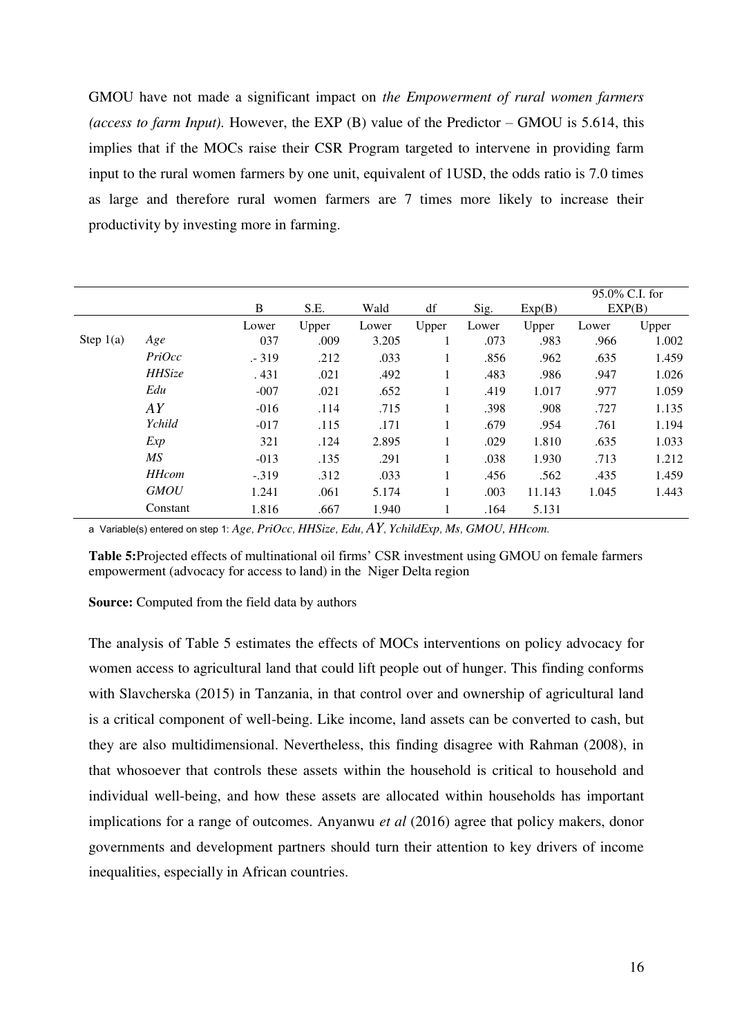GMOU have not made a significant impact on *the Empowerment of rural women farmers (access to farm Input).* However, the EXP (B) value of the Predictor – GMOU is 5.614, this implies that if the MOCs raise their CSR Program targeted to intervene in providing farm input to the rural women farmers by one unit, equivalent of 1USD, the odds ratio is 7.0 times as large and therefore rural women farmers are 7 times more likely to increase their productivity by investing more in farming.

| | | B | S.E. | Wald | df | Sig. | Exp(B) | 95.0% C.I. for EXP(B) | |
|---|---|---|---|---|---|---|---|---|---|
| | | Lower | Upper | Lower | Upper | Lower | Upper | Lower | Upper |
| Step 1(a) | *Age* | 037 | .009 | 3.205 | 1 | .073 | .983 | .966 | 1.002 |
| | *PriOcc* | .- 319 | .212 | .033 | 1 | .856 | .962 | .635 | 1.459 |
| | *HHSize* | . 431 | .021 | .492 | 1 | .483 | .986 | .947 | 1.026 |
| | *Edu* | -007 | .021 | .652 | 1 | .419 | 1.017 | .977 | 1.059 |
| | *AY* | -016 | .114 | .715 | 1 | .398 | .908 | .727 | 1.135 |
| | *Ychild* | -017 | .115 | .171 | 1 | .679 | .954 | .761 | 1.194 |
| | *Exp* | 321 | .124 | 2.895 | 1 | .029 | 1.810 | .635 | 1.033 |
| | *MS* | -013 | .135 | .291 | 1 | .038 | 1.930 | .713 | 1.212 |
| | *HHcom* | -.319 | .312 | .033 | 1 | .456 | .562 | .435 | 1.459 |
| | *GMOU* | 1.241 | .061 | 5.174 | 1 | .003 | 11.143 | 1.045 | 1.443 |
| | Constant | 1.816 | .667 | 1.940 | 1 | .164 | 5.131 | | |

a Variable(s) entered on step 1: *Age, PriOcc, HHSize, Edu, AY, YchildExp, Ms, GMOU, HHcom.*

**Table 5:**Projected effects of multinational oil firms' CSR investment using GMOU on female farmers empowerment (advocacy for access to land) in the Niger Delta region

**Source:** Computed from the field data by authors

The analysis of Table 5 estimates the effects of MOCs interventions on policy advocacy for women access to agricultural land that could lift people out of hunger. This finding conforms with Slavcherska (2015) in Tanzania, in that control over and ownership of agricultural land is a critical component of well-being. Like income, land assets can be converted to cash, but they are also multidimensional. Nevertheless, this finding disagree with Rahman (2008), in that whosoever that controls these assets within the household is critical to household and individual well-being, and how these assets are allocated within households has important implications for a range of outcomes. Anyanwu *et al* (2016) agree that policy makers, donor governments and development partners should turn their attention to key drivers of income inequalities, especially in African countries.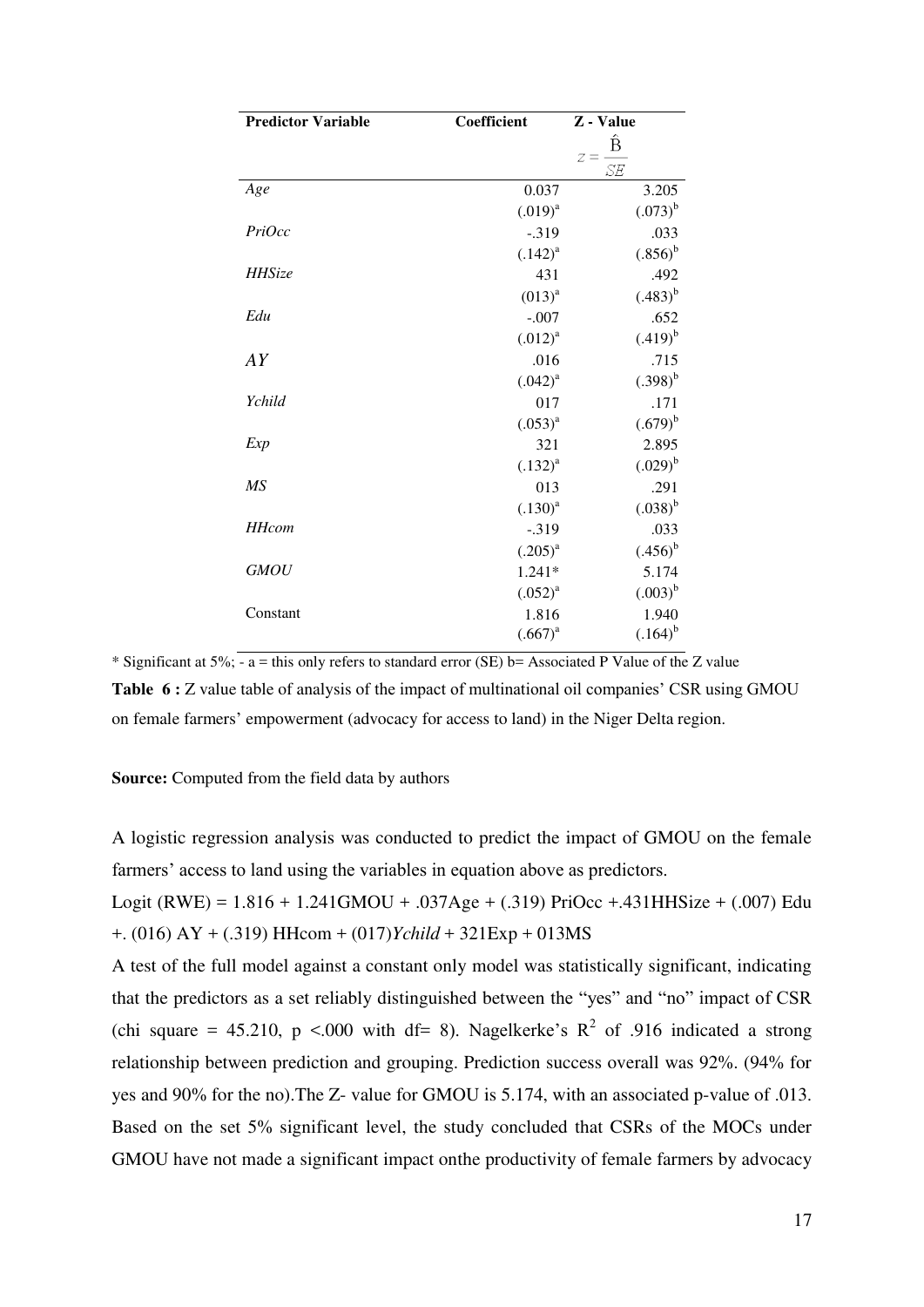| Predictor Variable | Coefficient | Z - Value $z = \frac{\hat{B}}{SE}$ |
|---|---|---|
| *Age* | 0.037 | 3.205 |
| | $(.019)^a$ | $(.073)^b$ |
| *PriOcc* | -.319 | .033 |
| | $(.142)^a$ | $(.856)^b$ |
| *HHSize* | 431 | .492 |
| | $(013)^a$ | $(.483)^b$ |
| *Edu* | -.007 | .652 |
| | $(.012)^a$ | $(.419)^b$ |
| *AY* | .016 | .715 |
| | $(.042)^a$ | $(.398)^b$ |
| *Ychild* | 017 | .171 |
| | $(.053)^a$ | $(.679)^b$ |
| *Exp* | 321 | 2.895 |
| | $(.132)^a$ | $(.029)^b$ |
| *MS* | 013 | .291 |
| | $(.130)^a$ | $(.038)^b$ |
| *HHcom* | -.319 | .033 |
| | $(.205)^a$ | $(.456)^b$ |
| *GMOU* | 1.241* | 5.174 |
| | $(.052)^a$ | $(.003)^b$ |
| Constant | 1.816 | 1.940 |
| | $(.667)^a$ | $(.164)^b$ |

* Significant at 5%; - a = this only refers to standard error (SE) b= Associated P Value of the Z value

**Table 6 :** Z value table of analysis of the impact of multinational oil companies' CSR using GMOU on female farmers' empowerment (advocacy for access to land) in the Niger Delta region.

**Source:** Computed from the field data by authors

A logistic regression analysis was conducted to predict the impact of GMOU on the female farmers' access to land using the variables in equation above as predictors.

Logit (RWE) = 1.816 + 1.241GMOU + .037Age + (.319) PriOcc +.431HHSize + (.007) Edu +. (016) AY + (.319) HHcom + (017)*Ychild* + 321Exp + 013MS

A test of the full model against a constant only model was statistically significant, indicating that the predictors as a set reliably distinguished between the "yes" and "no" impact of CSR (chi square = 45.210, $p <.000$ with df= 8). Nagelkerke's $R^2$ of .916 indicated a strong relationship between prediction and grouping. Prediction success overall was 92%. (94% for yes and 90% for the no).The Z- value for GMOU is 5.174, with an associated p-value of .013. Based on the set 5% significant level, the study concluded that CSRs of the MOCs under GMOU have not made a significant impact onthe productivity of female farmers by advocacy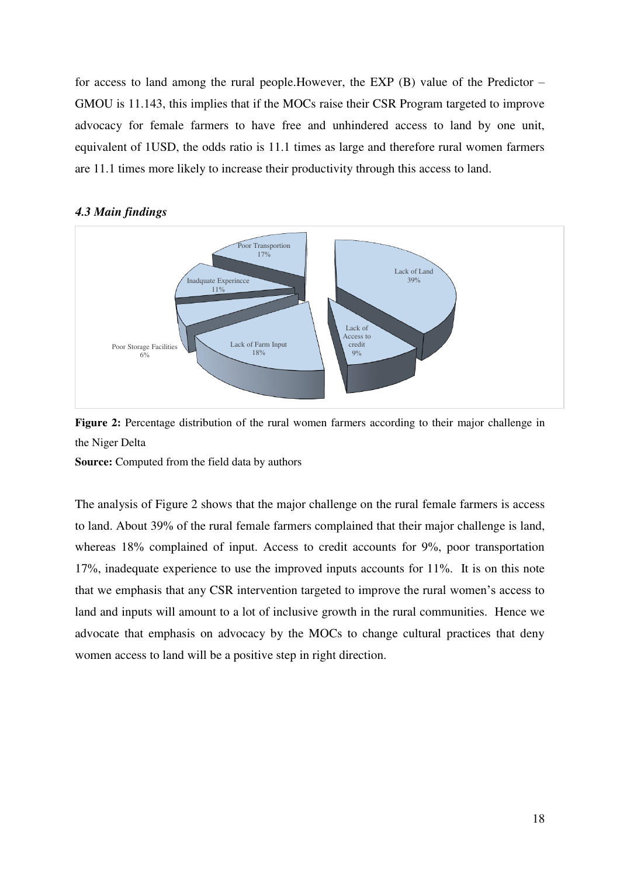for access to land among the rural people.However, the EXP (B) value of the Predictor – GMOU is 11.143, this implies that if the MOCs raise their CSR Program targeted to improve advocacy for female farmers to have free and unhindered access to land by one unit, equivalent of 1USD, the odds ratio is 11.1 times as large and therefore rural women farmers are 11.1 times more likely to increase their productivity through this access to land.

### *4.3 Main findings*

**Figure 2:** Percentage distribution of the rural women farmers according to their major challenge in the Niger Delta

**Source:** Computed from the field data by authors

The analysis of Figure 2 shows that the major challenge on the rural female farmers is access to land. About 39% of the rural female farmers complained that their major challenge is land, whereas 18% complained of input. Access to credit accounts for 9%, poor transportation 17%, inadequate experience to use the improved inputs accounts for 11%. It is on this note that we emphasis that any CSR intervention targeted to improve the rural women's access to land and inputs will amount to a lot of inclusive growth in the rural communities. Hence we advocate that emphasis on advocacy by the MOCs to change cultural practices that deny women access to land will be a positive step in right direction.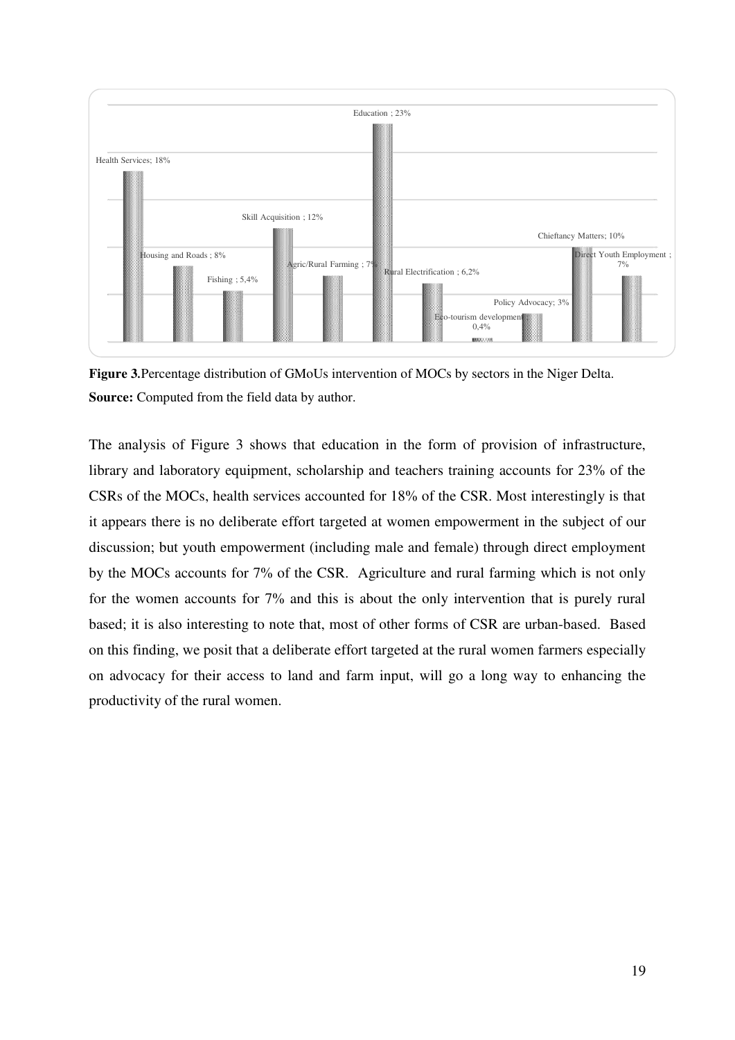**Figure 3.**Percentage distribution of GMoUs intervention of MOCs by sectors in the Niger Delta.

**Source:** Computed from the field data by author.

The analysis of Figure 3 shows that education in the form of provision of infrastructure, library and laboratory equipment, scholarship and teachers training accounts for 23% of the CSRs of the MOCs, health services accounted for 18% of the CSR. Most interestingly is that it appears there is no deliberate effort targeted at women empowerment in the subject of our discussion; but youth empowerment (including male and female) through direct employment by the MOCs accounts for 7% of the CSR. Agriculture and rural farming which is not only for the women accounts for 7% and this is about the only intervention that is purely rural based; it is also interesting to note that, most of other forms of CSR are urban-based. Based on this finding, we posit that a deliberate effort targeted at the rural women farmers especially on advocacy for their access to land and farm input, will go a long way to enhancing the productivity of the rural women.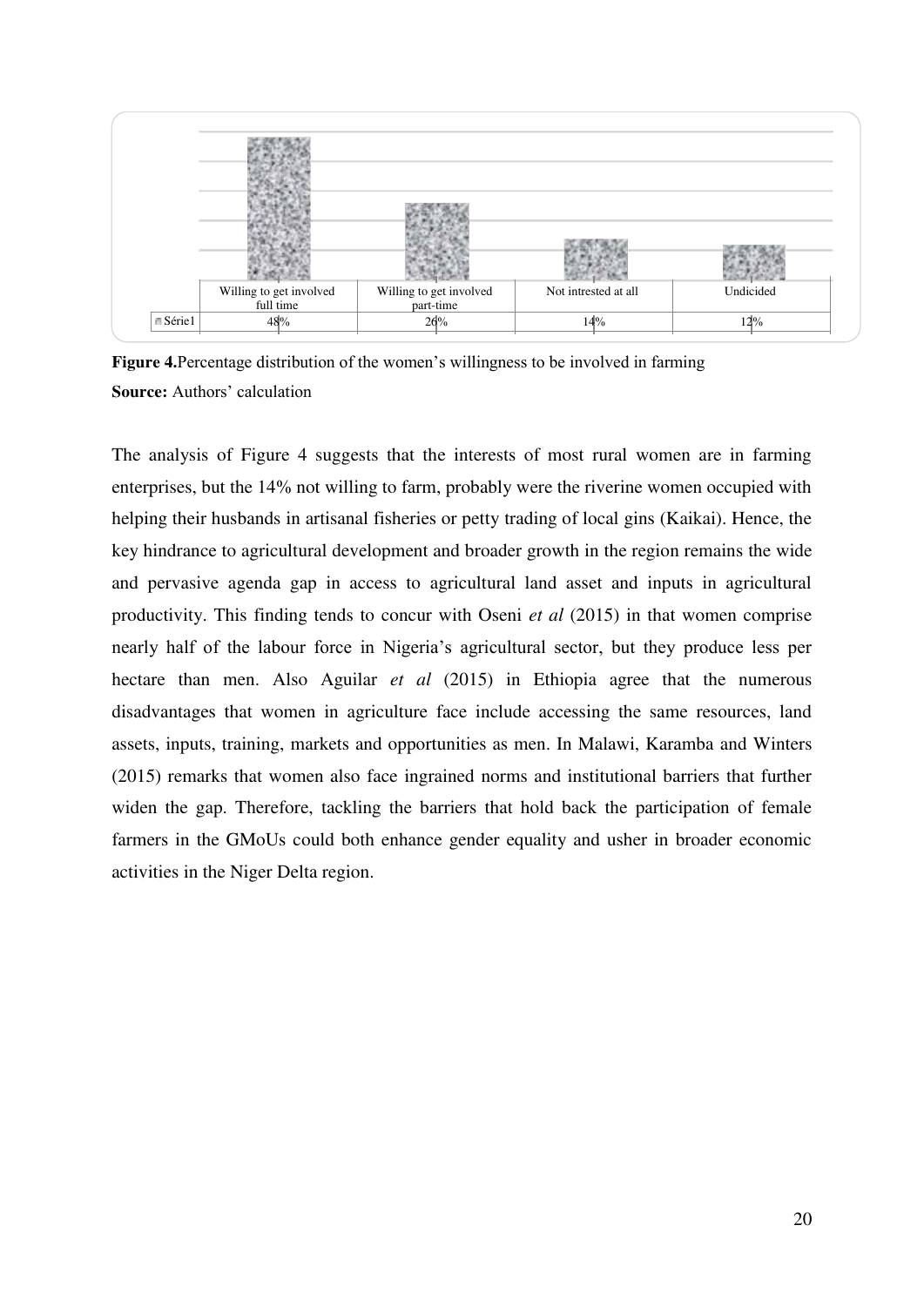| | Willing to get involved full time | Willing to get involved part-time | Not intrested at all | Undicided |
|---|---|---|---|---|
| Série1 | 48% | 26% | 14% | 12% |

**Figure 4.**Percentage distribution of the women's willingness to be involved in farming
**Source:** Authors' calculation

The analysis of Figure 4 suggests that the interests of most rural women are in farming enterprises, but the 14% not willing to farm, probably were the riverine women occupied with helping their husbands in artisanal fisheries or petty trading of local gins (Kaikai). Hence, the key hindrance to agricultural development and broader growth in the region remains the wide and pervasive agenda gap in access to agricultural land asset and inputs in agricultural productivity. This finding tends to concur with Oseni *et al* (2015) in that women comprise nearly half of the labour force in Nigeria's agricultural sector, but they produce less per hectare than men. Also Aguilar *et al* (2015) in Ethiopia agree that the numerous disadvantages that women in agriculture face include accessing the same resources, land assets, inputs, training, markets and opportunities as men. In Malawi, Karamba and Winters (2015) remarks that women also face ingrained norms and institutional barriers that further widen the gap. Therefore, tackling the barriers that hold back the participation of female farmers in the GMoUs could both enhance gender equality and usher in broader economic activities in the Niger Delta region.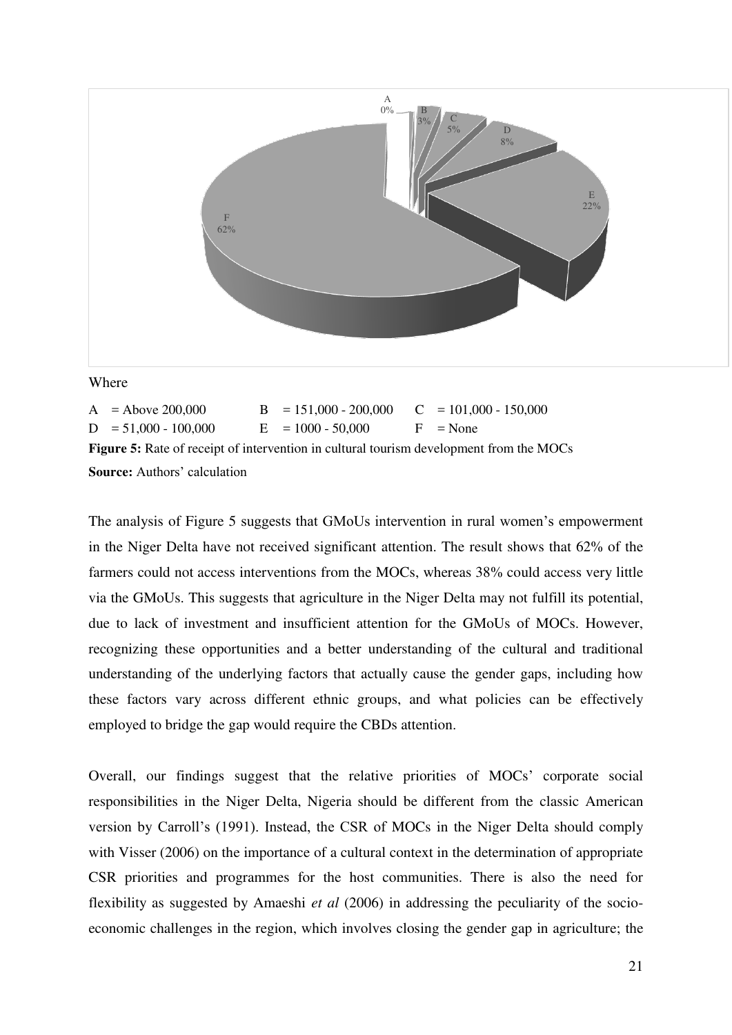Where

A = Above 200,000 B = 151,000 - 200,000 C = 101,000 - 150,000
D = 51,000 - 100,000 E = 1000 - 50,000 F = None

**Figure 5:** Rate of receipt of intervention in cultural tourism development from the MOCs

**Source:** Authors' calculation

The analysis of Figure 5 suggests that GMoUs intervention in rural women's empowerment in the Niger Delta have not received significant attention. The result shows that 62% of the farmers could not access interventions from the MOCs, whereas 38% could access very little via the GMoUs. This suggests that agriculture in the Niger Delta may not fulfill its potential, due to lack of investment and insufficient attention for the GMoUs of MOCs. However, recognizing these opportunities and a better understanding of the cultural and traditional understanding of the underlying factors that actually cause the gender gaps, including how these factors vary across different ethnic groups, and what policies can be effectively employed to bridge the gap would require the CBDs attention.

Overall, our findings suggest that the relative priorities of MOCs' corporate social responsibilities in the Niger Delta, Nigeria should be different from the classic American version by Carroll's (1991). Instead, the CSR of MOCs in the Niger Delta should comply with Visser (2006) on the importance of a cultural context in the determination of appropriate CSR priorities and programmes for the host communities. There is also the need for flexibility as suggested by Amaeshi *et al* (2006) in addressing the peculiarity of the socio-economic challenges in the region, which involves closing the gender gap in agriculture; the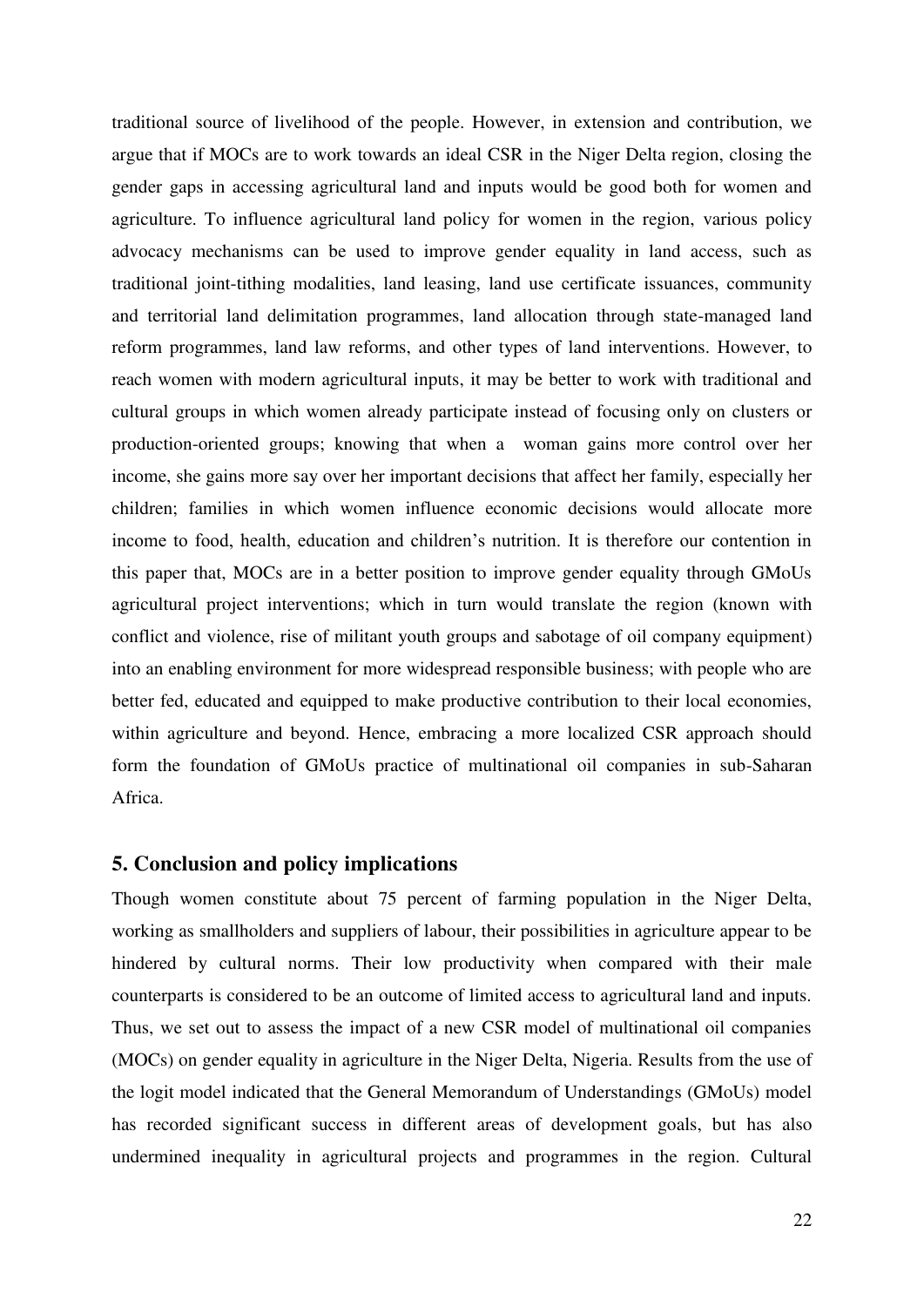traditional source of livelihood of the people. However, in extension and contribution, we argue that if MOCs are to work towards an ideal CSR in the Niger Delta region, closing the gender gaps in accessing agricultural land and inputs would be good both for women and agriculture. To influence agricultural land policy for women in the region, various policy advocacy mechanisms can be used to improve gender equality in land access, such as traditional joint-tithing modalities, land leasing, land use certificate issuances, community and territorial land delimitation programmes, land allocation through state-managed land reform programmes, land law reforms, and other types of land interventions. However, to reach women with modern agricultural inputs, it may be better to work with traditional and cultural groups in which women already participate instead of focusing only on clusters or production-oriented groups; knowing that when a woman gains more control over her income, she gains more say over her important decisions that affect her family, especially her children; families in which women influence economic decisions would allocate more income to food, health, education and children's nutrition. It is therefore our contention in this paper that, MOCs are in a better position to improve gender equality through GMoUs agricultural project interventions; which in turn would translate the region (known with conflict and violence, rise of militant youth groups and sabotage of oil company equipment) into an enabling environment for more widespread responsible business; with people who are better fed, educated and equipped to make productive contribution to their local economies, within agriculture and beyond. Hence, embracing a more localized CSR approach should form the foundation of GMoUs practice of multinational oil companies in sub-Saharan Africa.

## 5. Conclusion and policy implications

Though women constitute about 75 percent of farming population in the Niger Delta, working as smallholders and suppliers of labour, their possibilities in agriculture appear to be hindered by cultural norms. Their low productivity when compared with their male counterparts is considered to be an outcome of limited access to agricultural land and inputs. Thus, we set out to assess the impact of a new CSR model of multinational oil companies (MOCs) on gender equality in agriculture in the Niger Delta, Nigeria. Results from the use of the logit model indicated that the General Memorandum of Understandings (GMoUs) model has recorded significant success in different areas of development goals, but has also undermined inequality in agricultural projects and programmes in the region. Cultural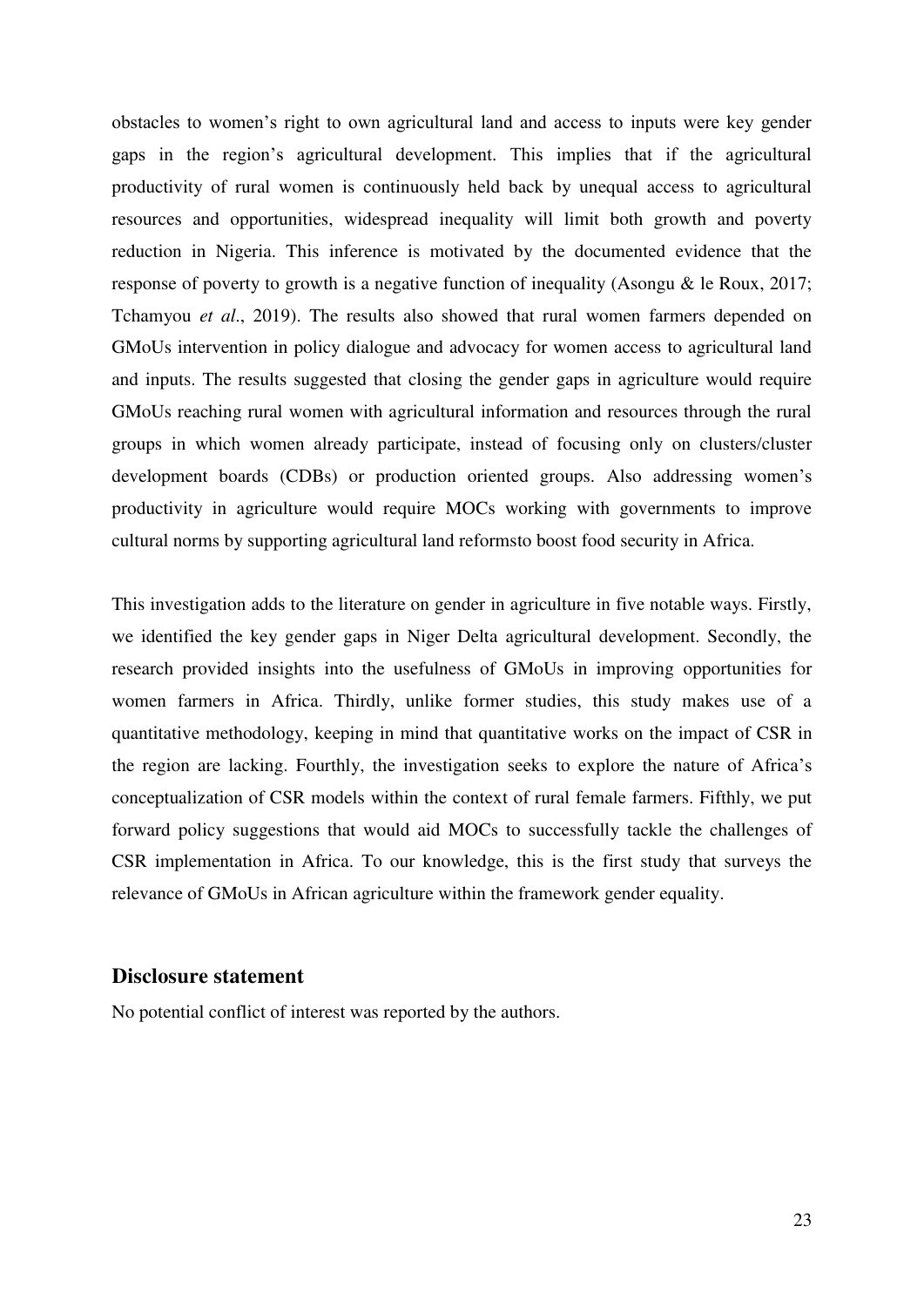obstacles to women's right to own agricultural land and access to inputs were key gender gaps in the region's agricultural development. This implies that if the agricultural productivity of rural women is continuously held back by unequal access to agricultural resources and opportunities, widespread inequality will limit both growth and poverty reduction in Nigeria. This inference is motivated by the documented evidence that the response of poverty to growth is a negative function of inequality (Asongu & le Roux, 2017; Tchamyou *et al*., 2019). The results also showed that rural women farmers depended on GMoUs intervention in policy dialogue and advocacy for women access to agricultural land and inputs. The results suggested that closing the gender gaps in agriculture would require GMoUs reaching rural women with agricultural information and resources through the rural groups in which women already participate, instead of focusing only on clusters/cluster development boards (CDBs) or production oriented groups. Also addressing women's productivity in agriculture would require MOCs working with governments to improve cultural norms by supporting agricultural land reformsto boost food security in Africa.

This investigation adds to the literature on gender in agriculture in five notable ways. Firstly, we identified the key gender gaps in Niger Delta agricultural development. Secondly, the research provided insights into the usefulness of GMoUs in improving opportunities for women farmers in Africa. Thirdly, unlike former studies, this study makes use of a quantitative methodology, keeping in mind that quantitative works on the impact of CSR in the region are lacking. Fourthly, the investigation seeks to explore the nature of Africa's conceptualization of CSR models within the context of rural female farmers. Fifthly, we put forward policy suggestions that would aid MOCs to successfully tackle the challenges of CSR implementation in Africa. To our knowledge, this is the first study that surveys the relevance of GMoUs in African agriculture within the framework gender equality.

## Disclosure statement

No potential conflict of interest was reported by the authors.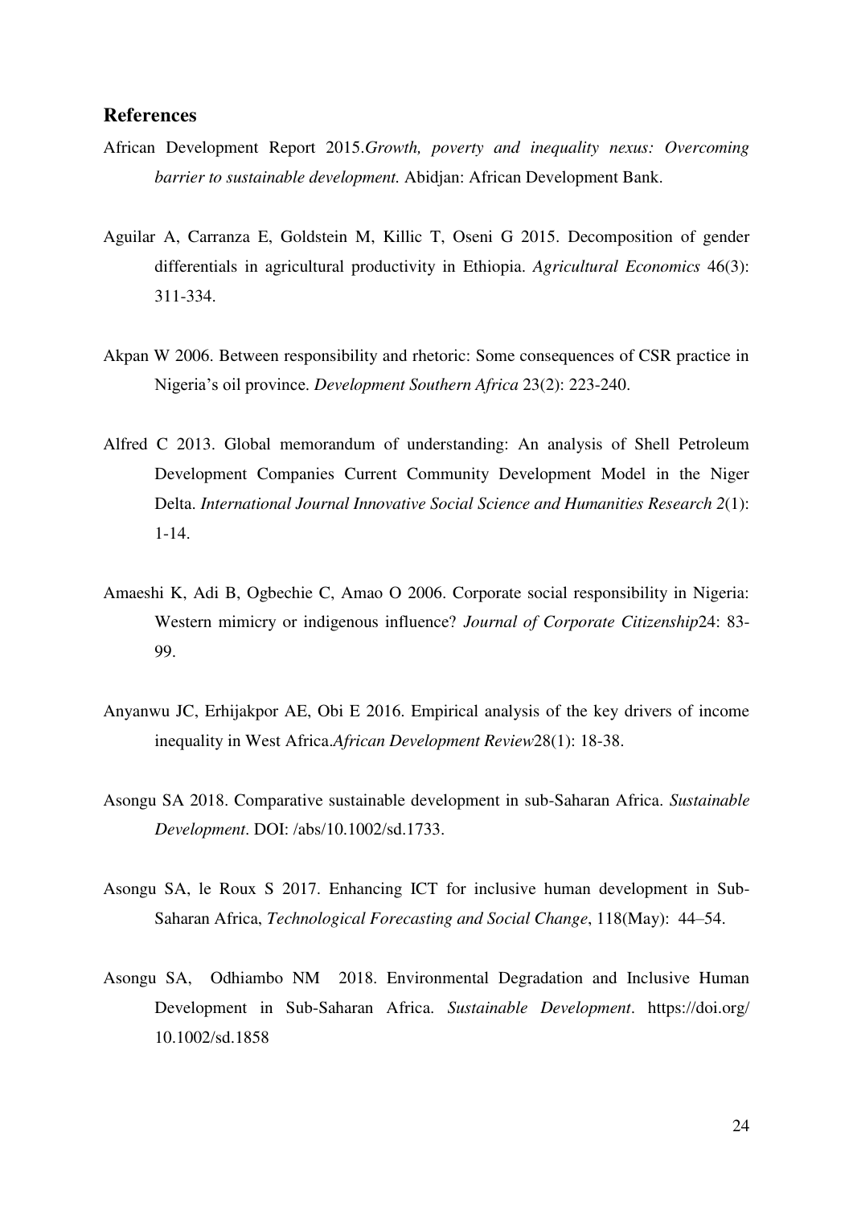## References

African Development Report 2015.*Growth, poverty and inequality nexus: Overcoming barrier to sustainable development.* Abidjan: African Development Bank.

Aguilar A, Carranza E, Goldstein M, Killic T, Oseni G 2015. Decomposition of gender differentials in agricultural productivity in Ethiopia. *Agricultural Economics* 46(3): 311-334.

Akpan W 2006. Between responsibility and rhetoric: Some consequences of CSR practice in Nigeria's oil province. *Development Southern Africa* 23(2): 223-240.

Alfred C 2013. Global memorandum of understanding: An analysis of Shell Petroleum Development Companies Current Community Development Model in the Niger Delta. *International Journal Innovative Social Science and Humanities Research 2*(1): 1-14.

Amaeshi K, Adi B, Ogbechie C, Amao O 2006. Corporate social responsibility in Nigeria: Western mimicry or indigenous influence? *Journal of Corporate Citizenship*24: 83-99.

Anyanwu JC, Erhijakpor AE, Obi E 2016. Empirical analysis of the key drivers of income inequality in West Africa.*African Development Review*28(1): 18-38.

Asongu SA 2018. Comparative sustainable development in sub-Saharan Africa. *Sustainable Development*. DOI: /abs/10.1002/sd.1733.

Asongu SA, le Roux S 2017. Enhancing ICT for inclusive human development in Sub-Saharan Africa, *Technological Forecasting and Social Change*, 118(May): 44–54.

Asongu SA, Odhiambo NM 2018. Environmental Degradation and Inclusive Human Development in Sub-Saharan Africa. *Sustainable Development*. https://doi.org/10.1002/sd.1858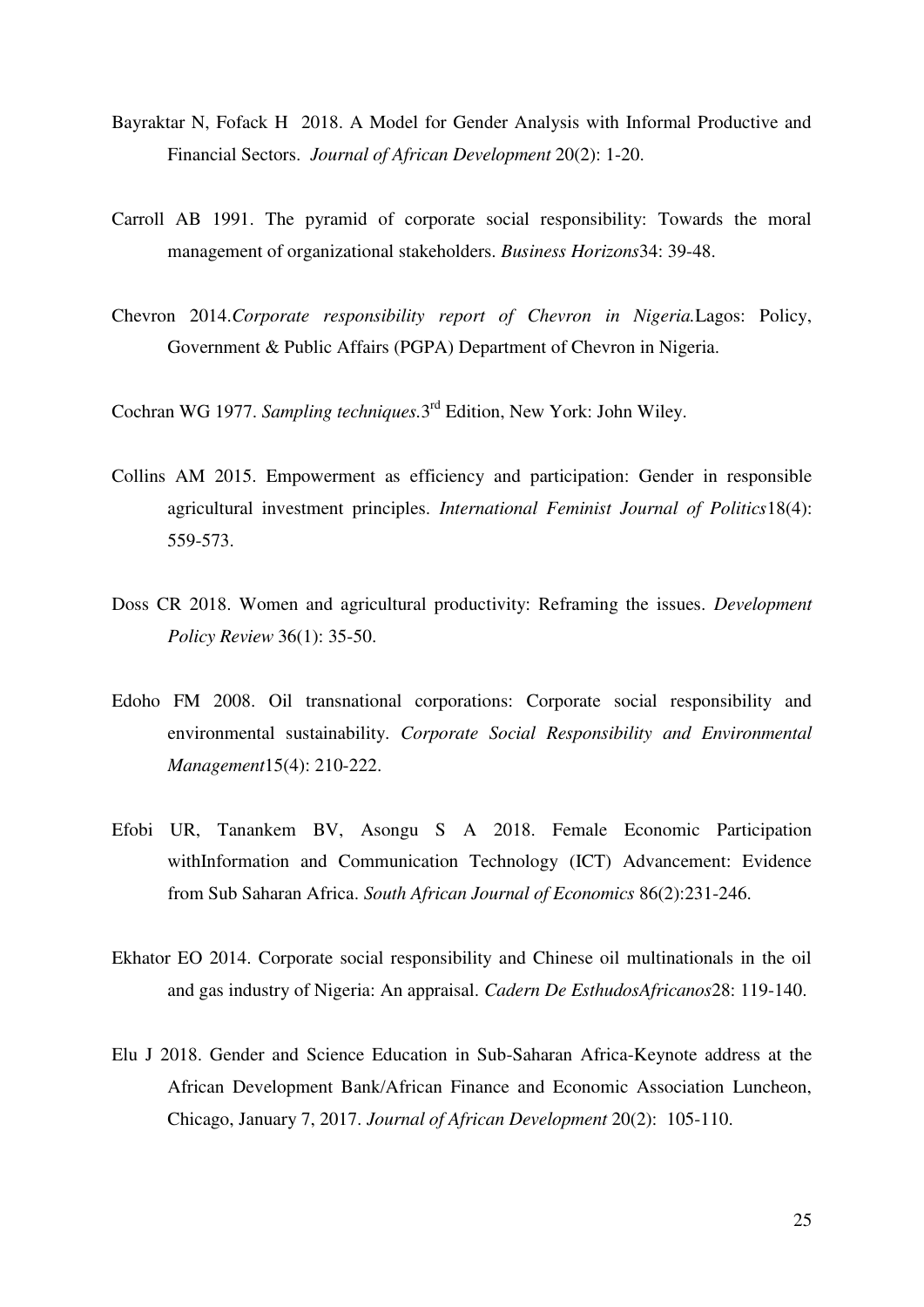Bayraktar N, Fofack H 2018. A Model for Gender Analysis with Informal Productive and Financial Sectors. *Journal of African Development* 20(2): 1-20.

Carroll AB 1991. The pyramid of corporate social responsibility: Towards the moral management of organizational stakeholders. *Business Horizons*34: 39-48.

Chevron 2014.*Corporate responsibility report of Chevron in Nigeria.*Lagos: Policy, Government & Public Affairs (PGPA) Department of Chevron in Nigeria.

Cochran WG 1977. *Sampling techniques*.3rd Edition, New York: John Wiley.

Collins AM 2015. Empowerment as efficiency and participation: Gender in responsible agricultural investment principles. *International Feminist Journal of Politics*18(4): 559-573.

Doss CR 2018. Women and agricultural productivity: Reframing the issues. *Development Policy Review* 36(1): 35-50.

Edoho FM 2008. Oil transnational corporations: Corporate social responsibility and environmental sustainability. *Corporate Social Responsibility and Environmental Management*15(4): 210-222.

Efobi UR, Tanankem BV, Asongu S A 2018. Female Economic Participation withInformation and Communication Technology (ICT) Advancement: Evidence from Sub Saharan Africa. *South African Journal of Economics* 86(2):231-246.

Ekhator EO 2014. Corporate social responsibility and Chinese oil multinationals in the oil and gas industry of Nigeria: An appraisal. *Cadern De EsthudosAfricanos*28: 119-140.

Elu J 2018. Gender and Science Education in Sub-Saharan Africa-Keynote address at the African Development Bank/African Finance and Economic Association Luncheon, Chicago, January 7, 2017. *Journal of African Development* 20(2): 105-110.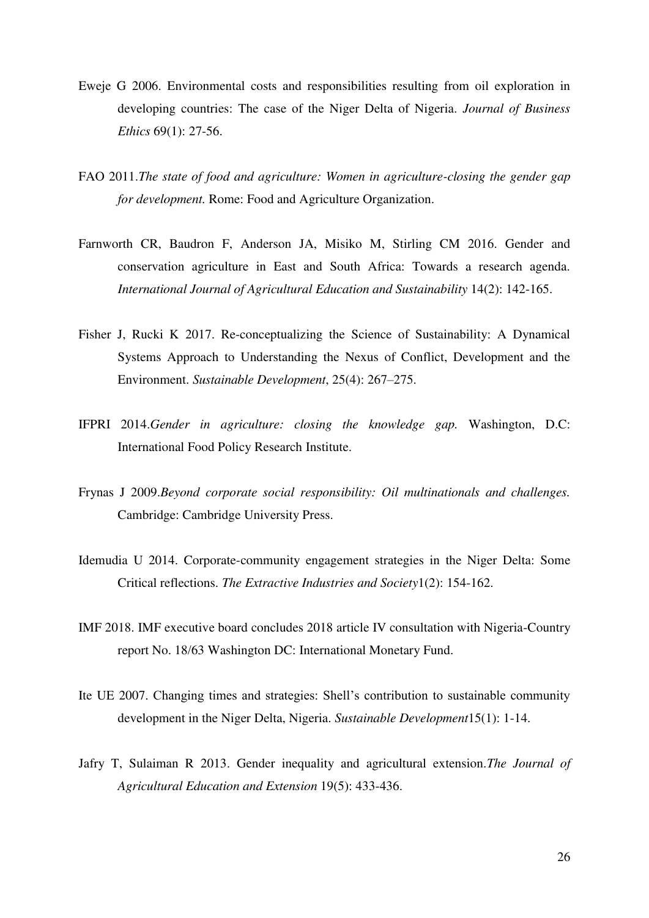Eweje G 2006. Environmental costs and responsibilities resulting from oil exploration in developing countries: The case of the Niger Delta of Nigeria. *Journal of Business Ethics* 69(1): 27-56.

FAO 2011.*The state of food and agriculture: Women in agriculture-closing the gender gap for development.* Rome: Food and Agriculture Organization.

Farnworth CR, Baudron F, Anderson JA, Misiko M, Stirling CM 2016. Gender and conservation agriculture in East and South Africa: Towards a research agenda. *International Journal of Agricultural Education and Sustainability* 14(2): 142-165.

Fisher J, Rucki K 2017. Re-conceptualizing the Science of Sustainability: A Dynamical Systems Approach to Understanding the Nexus of Conflict, Development and the Environment. *Sustainable Development*, 25(4): 267–275.

IFPRI 2014.*Gender in agriculture: closing the knowledge gap.* Washington, D.C: International Food Policy Research Institute.

Frynas J 2009.*Beyond corporate social responsibility: Oil multinationals and challenges.* Cambridge: Cambridge University Press.

Idemudia U 2014. Corporate-community engagement strategies in the Niger Delta: Some Critical reflections. *The Extractive Industries and Society*1(2): 154-162.

IMF 2018. IMF executive board concludes 2018 article IV consultation with Nigeria-Country report No. 18/63 Washington DC: International Monetary Fund.

Ite UE 2007. Changing times and strategies: Shell's contribution to sustainable community development in the Niger Delta, Nigeria. *Sustainable Development*15(1): 1-14.

Jafry T, Sulaiman R 2013. Gender inequality and agricultural extension.*The Journal of Agricultural Education and Extension* 19(5): 433-436.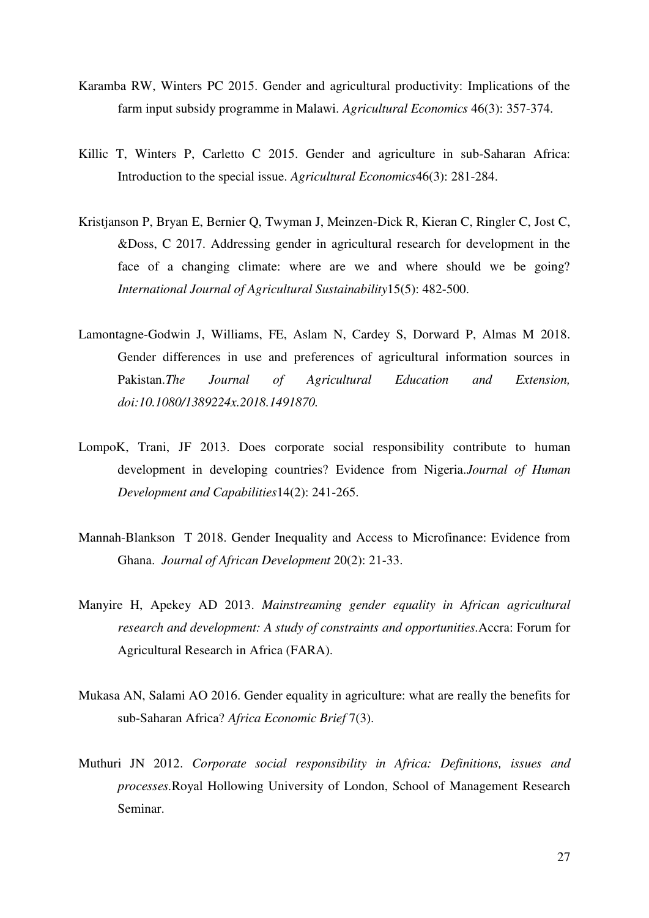Karamba RW, Winters PC 2015. Gender and agricultural productivity: Implications of the farm input subsidy programme in Malawi. *Agricultural Economics* 46(3): 357-374.

Killic T, Winters P, Carletto C 2015. Gender and agriculture in sub-Saharan Africa: Introduction to the special issue. *Agricultural Economics*46(3): 281-284.

Kristjanson P, Bryan E, Bernier Q, Twyman J, Meinzen-Dick R, Kieran C, Ringler C, Jost C, &Doss, C 2017. Addressing gender in agricultural research for development in the face of a changing climate: where are we and where should we be going? *International Journal of Agricultural Sustainability*15(5): 482-500.

Lamontagne-Godwin J, Williams, FE, Aslam N, Cardey S, Dorward P, Almas M 2018. Gender differences in use and preferences of agricultural information sources in Pakistan.*The Journal of Agricultural Education and Extension, doi:10.1080/1389224x.2018.1491870.*

LompoK, Trani, JF 2013. Does corporate social responsibility contribute to human development in developing countries? Evidence from Nigeria.*Journal of Human Development and Capabilities*14(2): 241-265.

Mannah-Blankson T 2018. Gender Inequality and Access to Microfinance: Evidence from Ghana. *Journal of African Development* 20(2): 21-33.

Manyire H, Apekey AD 2013. *Mainstreaming gender equality in African agricultural research and development: A study of constraints and opportunities*.Accra: Forum for Agricultural Research in Africa (FARA).

Mukasa AN, Salami AO 2016. Gender equality in agriculture: what are really the benefits for sub-Saharan Africa? *Africa Economic Brief* 7(3).

Muthuri JN 2012. *Corporate social responsibility in Africa: Definitions, issues and processes*.Royal Hollowing University of London, School of Management Research Seminar.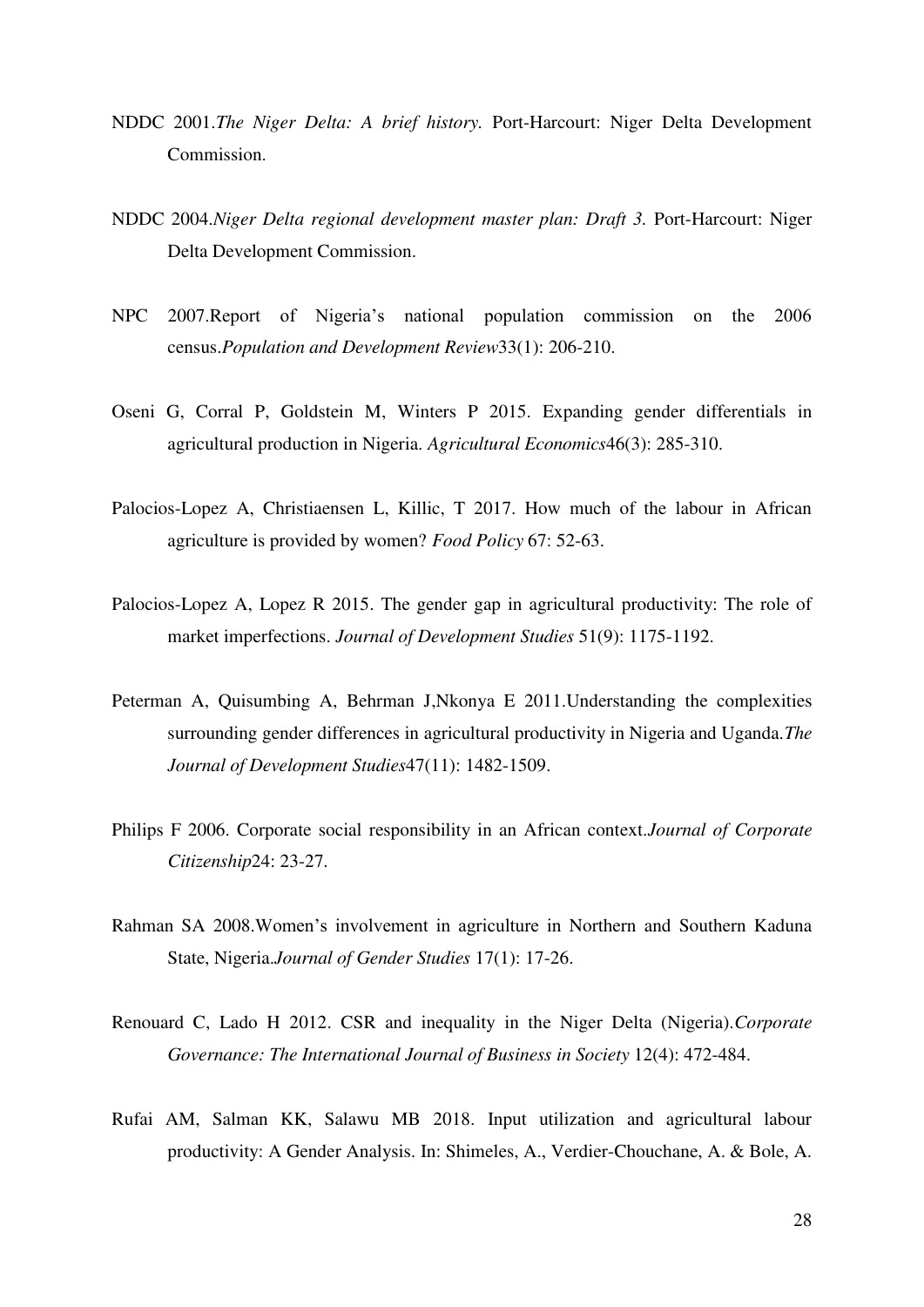NDDC 2001.*The Niger Delta: A brief history.* Port-Harcourt: Niger Delta Development Commission.

NDDC 2004.*Niger Delta regional development master plan: Draft 3.* Port-Harcourt: Niger Delta Development Commission.

NPC 2007.Report of Nigeria's national population commission on the 2006 census.*Population and Development Review*33(1): 206-210.

Oseni G, Corral P, Goldstein M, Winters P 2015. Expanding gender differentials in agricultural production in Nigeria. *Agricultural Economics*46(3): 285-310.

Palocios-Lopez A, Christiaensen L, Killic, T 2017. How much of the labour in African agriculture is provided by women? *Food Policy* 67: 52-63.

Palocios-Lopez A, Lopez R 2015. The gender gap in agricultural productivity: The role of market imperfections. *Journal of Development Studies* 51(9): 1175-1192.

Peterman A, Quisumbing A, Behrman J,Nkonya E 2011.Understanding the complexities surrounding gender differences in agricultural productivity in Nigeria and Uganda.*The Journal of Development Studies*47(11): 1482-1509.

Philips F 2006. Corporate social responsibility in an African context.*Journal of Corporate Citizenship*24: 23-27.

Rahman SA 2008.Women's involvement in agriculture in Northern and Southern Kaduna State, Nigeria.*Journal of Gender Studies* 17(1): 17-26.

Renouard C, Lado H 2012. CSR and inequality in the Niger Delta (Nigeria).*Corporate Governance: The International Journal of Business in Society* 12(4): 472-484.

Rufai AM, Salman KK, Salawu MB 2018. Input utilization and agricultural labour productivity: A Gender Analysis. In: Shimeles, A., Verdier-Chouchane, A. & Bole, A.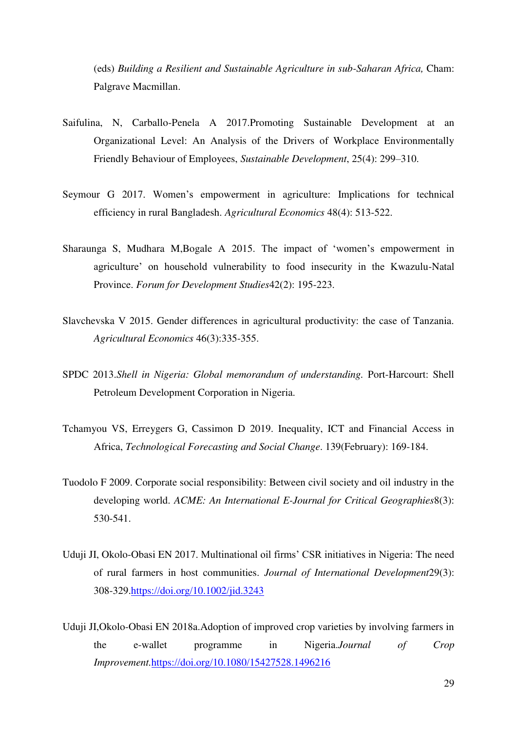(eds) *Building a Resilient and Sustainable Agriculture in sub-Saharan Africa,* Cham: Palgrave Macmillan.

Saifulina, N, Carballo-Penela A 2017.Promoting Sustainable Development at an Organizational Level: An Analysis of the Drivers of Workplace Environmentally Friendly Behaviour of Employees, *Sustainable Development*, 25(4): 299–310.

Seymour G 2017. Women's empowerment in agriculture: Implications for technical efficiency in rural Bangladesh. *Agricultural Economics* 48(4): 513-522.

Sharaunga S, Mudhara M,Bogale A 2015. The impact of 'women's empowerment in agriculture' on household vulnerability to food insecurity in the Kwazulu-Natal Province. *Forum for Development Studies*42(2): 195-223.

Slavchevska V 2015. Gender differences in agricultural productivity: the case of Tanzania. *Agricultural Economics* 46(3):335-355.

SPDC 2013.*Shell in Nigeria: Global memorandum of understanding.* Port-Harcourt: Shell Petroleum Development Corporation in Nigeria.

Tchamyou VS, Erreygers G, Cassimon D 2019. Inequality, ICT and Financial Access in Africa, *Technological Forecasting and Social Change*. 139(February): 169-184.

Tuodolo F 2009. Corporate social responsibility: Between civil society and oil industry in the developing world. *ACME: An International E-Journal for Critical Geographies*8(3): 530-541.

Uduji JI, Okolo-Obasi EN 2017. Multinational oil firms' CSR initiatives in Nigeria: The need of rural farmers in host communities. *Journal of International Development*29(3): 308-329.https://doi.org/10.1002/jid.3243

Uduji JI,Okolo-Obasi EN 2018a.Adoption of improved crop varieties by involving farmers in the e-wallet programme in Nigeria.*Journal of Crop Improvement*.https://doi.org/10.1080/15427528.1496216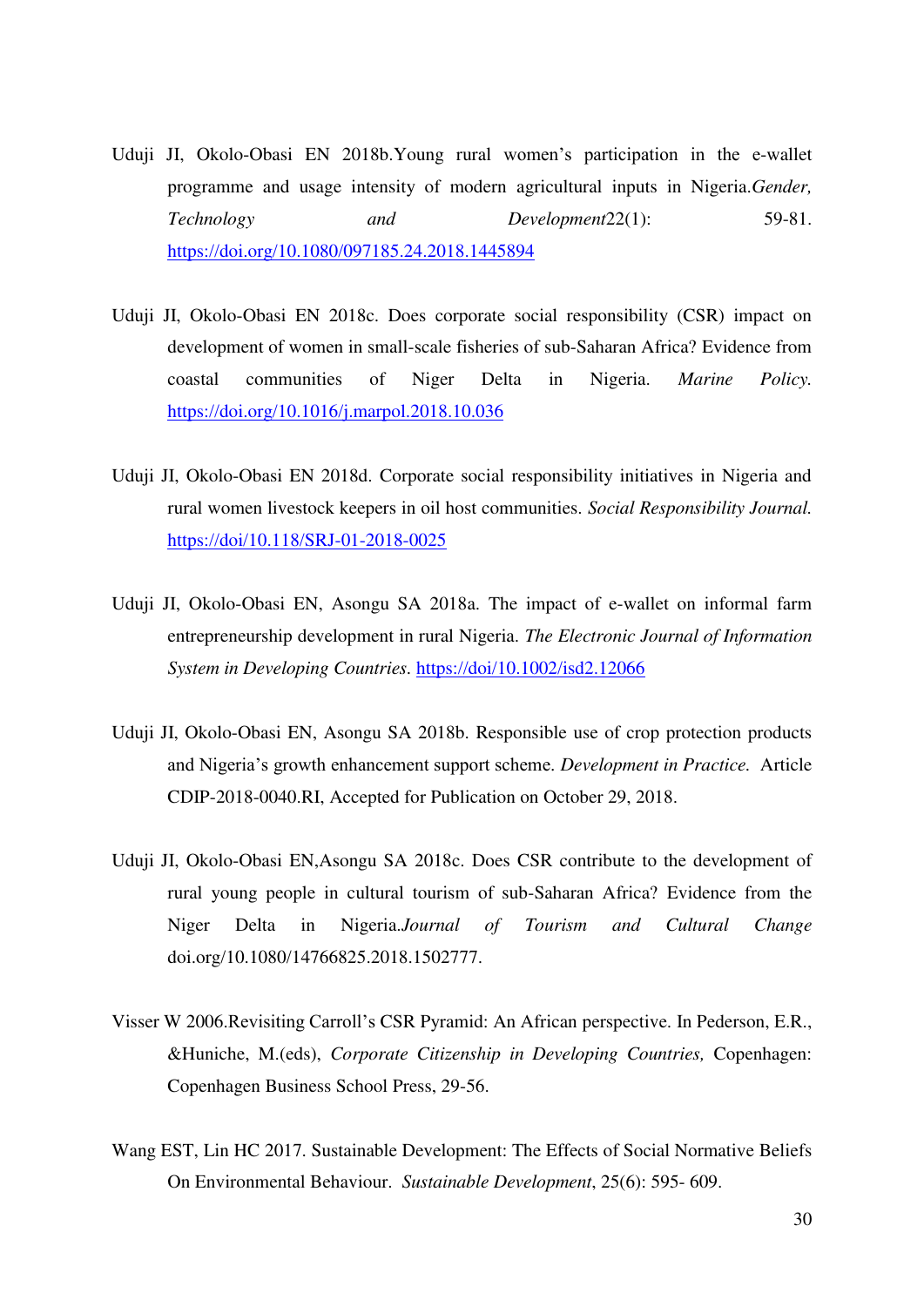Uduji JI, Okolo-Obasi EN 2018b.Young rural women's participation in the e-wallet programme and usage intensity of modern agricultural inputs in Nigeria.*Gender, Technology and Development*22(1): 59-81. https://doi.org/10.1080/097185.24.2018.1445894

Uduji JI, Okolo-Obasi EN 2018c. Does corporate social responsibility (CSR) impact on development of women in small-scale fisheries of sub-Saharan Africa? Evidence from coastal communities of Niger Delta in Nigeria. *Marine Policy.* https://doi.org/10.1016/j.marpol.2018.10.036

Uduji JI, Okolo-Obasi EN 2018d. Corporate social responsibility initiatives in Nigeria and rural women livestock keepers in oil host communities. *Social Responsibility Journal.* https://doi/10.118/SRJ-01-2018-0025

Uduji JI, Okolo-Obasi EN, Asongu SA 2018a. The impact of e-wallet on informal farm entrepreneurship development in rural Nigeria. *The Electronic Journal of Information System in Developing Countries*. https://doi/10.1002/isd2.12066

Uduji JI, Okolo-Obasi EN, Asongu SA 2018b. Responsible use of crop protection products and Nigeria's growth enhancement support scheme. *Development in Practice.* Article CDIP-2018-0040.RI, Accepted for Publication on October 29, 2018.

Uduji JI, Okolo-Obasi EN,Asongu SA 2018c. Does CSR contribute to the development of rural young people in cultural tourism of sub-Saharan Africa? Evidence from the Niger Delta in Nigeria.*Journal of Tourism and Cultural Change* doi.org/10.1080/14766825.2018.1502777.

Visser W 2006.Revisiting Carroll's CSR Pyramid: An African perspective. In Pederson, E.R., &Huniche, M.(eds), *Corporate Citizenship in Developing Countries,* Copenhagen: Copenhagen Business School Press, 29-56.

Wang EST, Lin HC 2017. Sustainable Development: The Effects of Social Normative Beliefs On Environmental Behaviour. *Sustainable Development*, 25(6): 595- 609.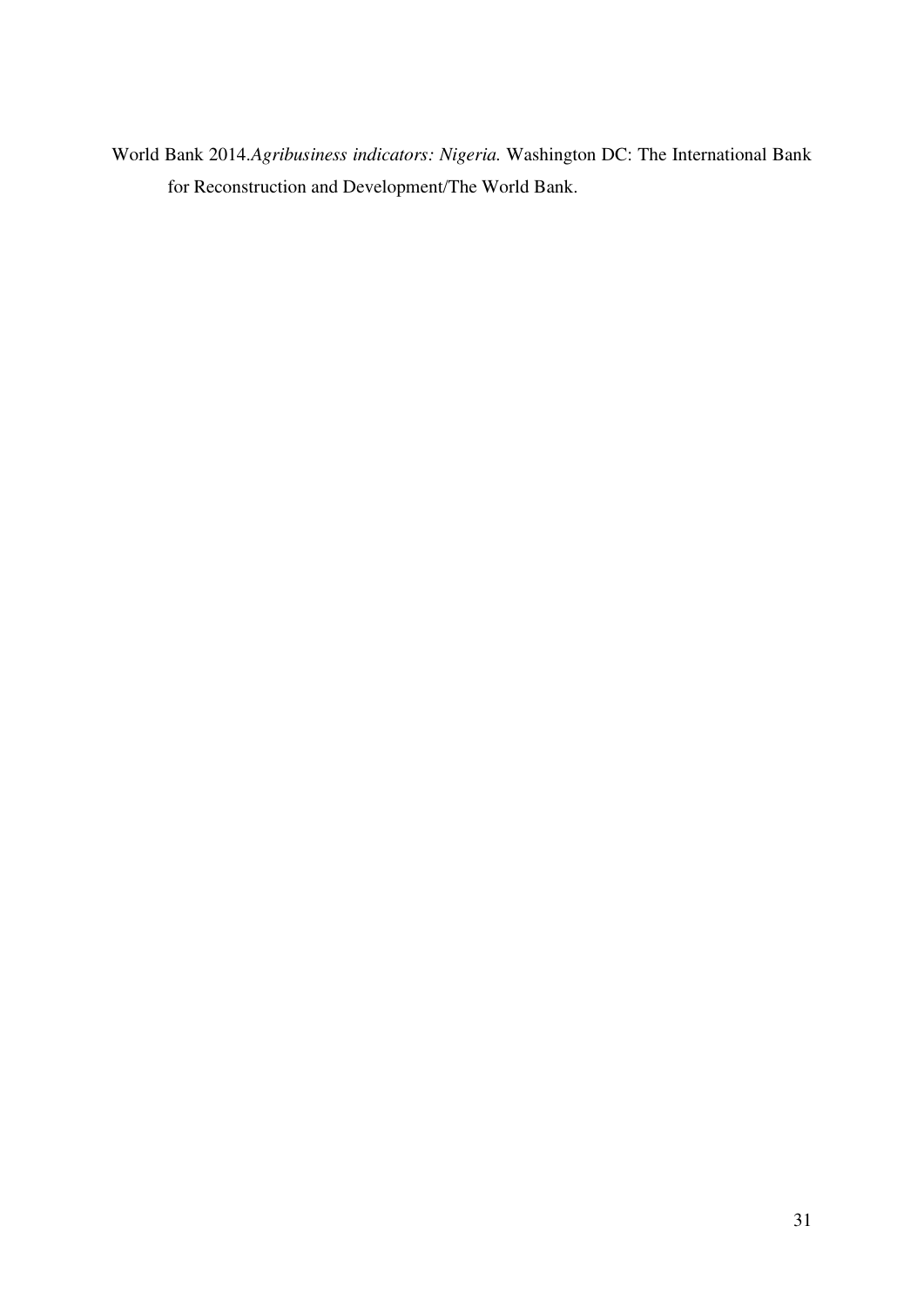World Bank 2014.*Agribusiness indicators: Nigeria.* Washington DC: The International Bank for Reconstruction and Development/The World Bank.